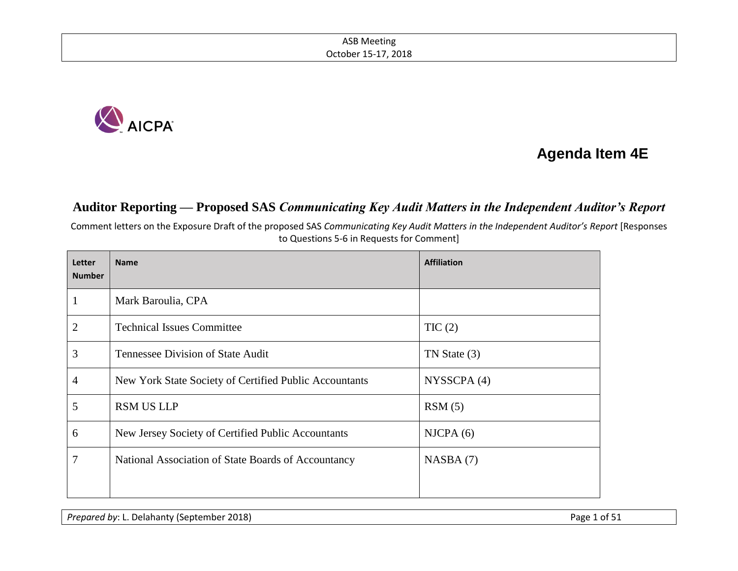ASB Meeting
October 15-17, 2018

AICPA

# Agenda Item 4E

## Auditor Reporting — Proposed SAS *Communicating Key Audit Matters in the Independent Auditor's Report*

Comment letters on the Exposure Draft of the proposed SAS *Communicating Key Audit Matters in the Independent Auditor's Report* [Responses to Questions 5-6 in Requests for Comment]

| Letter Number | Name | Affiliation |
|---|---|---|
| 1 | Mark Baroulia, CPA | |
| 2 | Technical Issues Committee | TIC (2) |
| 3 | Tennessee Division of State Audit | TN State (3) |
| 4 | New York State Society of Certified Public Accountants | NYSSCPA (4) |
| 5 | RSM US LLP | RSM (5) |
| 6 | New Jersey Society of Certified Public Accountants | NJCPA (6) |
| 7 | National Association of State Boards of Accountancy | NASBA (7) |

*Prepared by*: L. Delahanty (September 2018)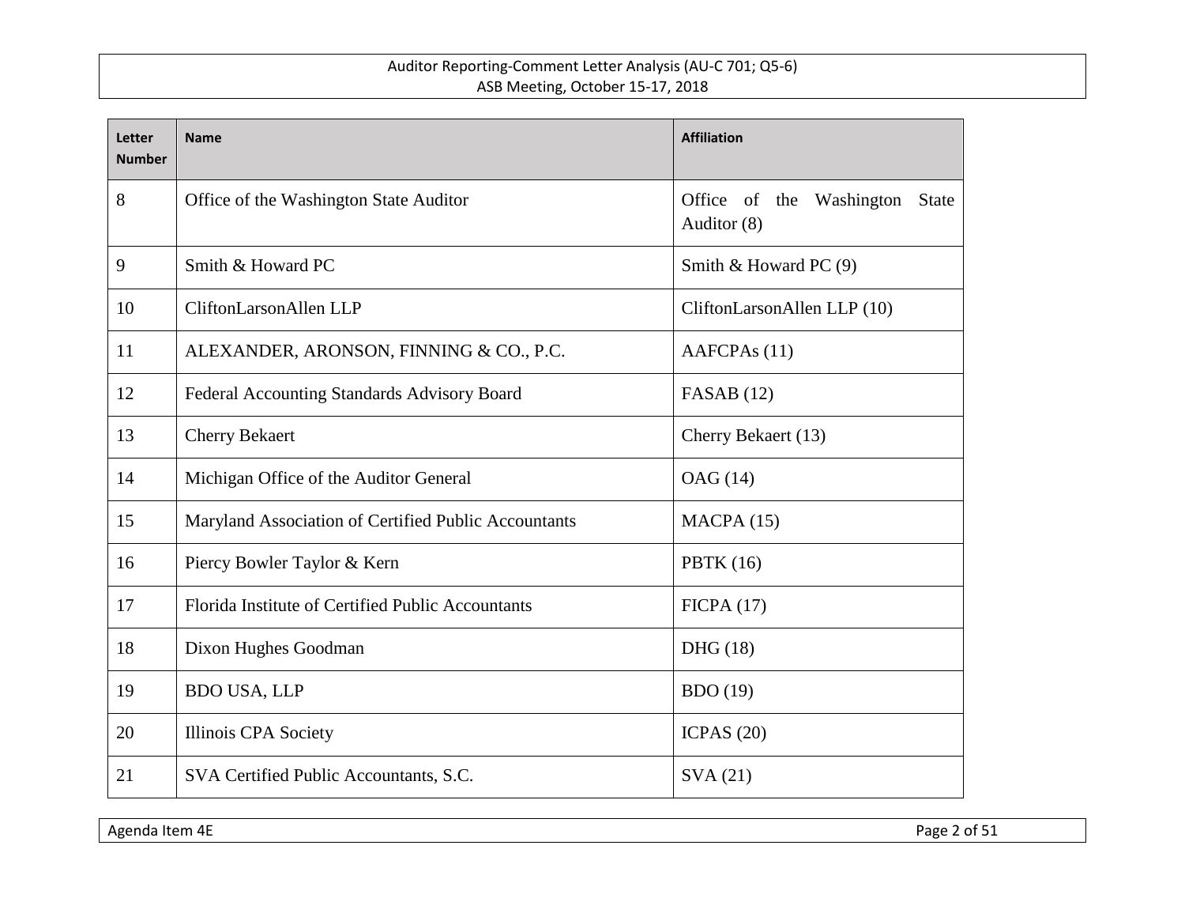| Letter Number | Name | Affiliation |
|---|---|---|
| 8 | Office of the Washington State Auditor | Office of the Washington State Auditor (8) |
| 9 | Smith & Howard PC | Smith & Howard PC (9) |
| 10 | CliftonLarsonAllen LLP | CliftonLarsonAllen LLP (10) |
| 11 | ALEXANDER, ARONSON, FINNING & CO., P.C. | AAFCPAs (11) |
| 12 | Federal Accounting Standards Advisory Board | FASAB (12) |
| 13 | Cherry Bekaert | Cherry Bekaert (13) |
| 14 | Michigan Office of the Auditor General | OAG (14) |
| 15 | Maryland Association of Certified Public Accountants | MACPA (15) |
| 16 | Piercy Bowler Taylor & Kern | PBTK (16) |
| 17 | Florida Institute of Certified Public Accountants | FICPA (17) |
| 18 | Dixon Hughes Goodman | DHG (18) |
| 19 | BDO USA, LLP | BDO (19) |
| 20 | Illinois CPA Society | ICPAS (20) |
| 21 | SVA Certified Public Accountants, S.C. | SVA (21) |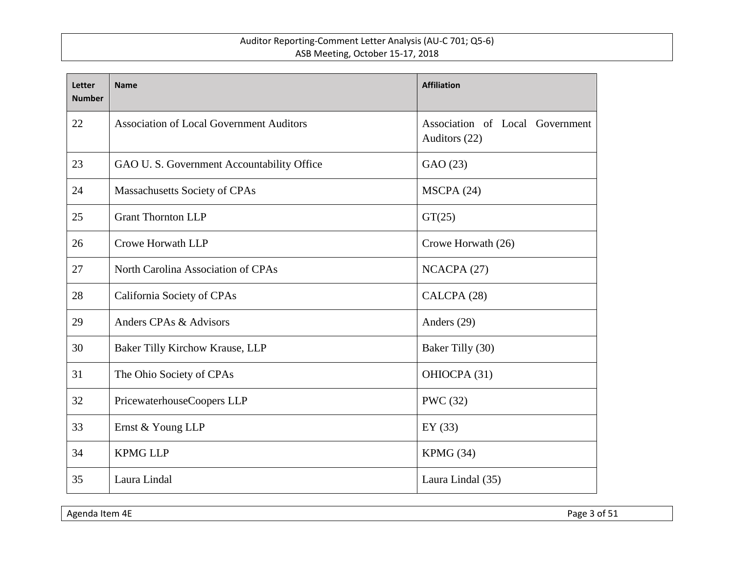| Letter Number | Name | Affiliation |
| --- | --- | --- |
| 22 | Association of Local Government Auditors | Association of Local Government Auditors (22) |
| 23 | GAO U. S. Government Accountability Office | GAO (23) |
| 24 | Massachusetts Society of CPAs | MSCPA (24) |
| 25 | Grant Thornton LLP | GT(25) |
| 26 | Crowe Horwath LLP | Crowe Horwath (26) |
| 27 | North Carolina Association of CPAs | NCACPA (27) |
| 28 | California Society of CPAs | CALCPA (28) |
| 29 | Anders CPAs & Advisors | Anders (29) |
| 30 | Baker Tilly Kirchow Krause, LLP | Baker Tilly (30) |
| 31 | The Ohio Society of CPAs | OHIOCPA (31) |
| 32 | PricewaterhouseCoopers LLP | PWC (32) |
| 33 | Ernst & Young LLP | EY (33) |
| 34 | KPMG LLP | KPMG (34) |
| 35 | Laura Lindal | Laura Lindal (35) |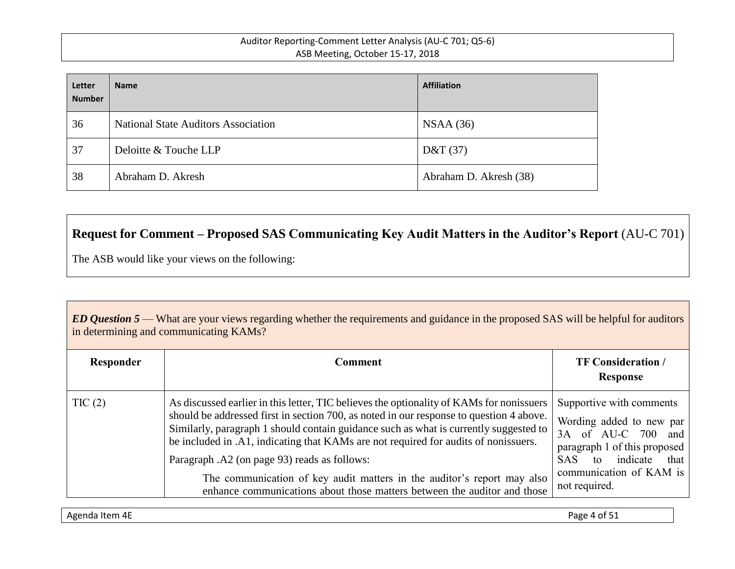| Letter Number | Name | Affiliation |
|---|---|---|
| 36 | National State Auditors Association | NSAA (36) |
| 37 | Deloitte & Touche LLP | D&T (37) |
| 38 | Abraham D. Akresh | Abraham D. Akresh (38) |

**Request for Comment – Proposed SAS Communicating Key Audit Matters in the Auditor's Report** (AU-C 701)

The ASB would like your views on the following:

***ED Question 5*** — What are your views regarding whether the requirements and guidance in the proposed SAS will be helpful for auditors in determining and communicating KAMs?

| Responder | Comment | TF Consideration / Response |
|---|---|---|
| TIC (2) | As discussed earlier in this letter, TIC believes the optionality of KAMs for nonissuers should be addressed first in section 700, as noted in our response to question 4 above. Similarly, paragraph 1 should contain guidance such as what is currently suggested to be included in .A1, indicating that KAMs are not required for audits of nonissuers.<br><br>Paragraph .A2 (on page 93) reads as follows:<br><br>The communication of key audit matters in the auditor's report may also enhance communications about those matters between the auditor and those | Supportive with comments<br><br>Wording added to new par 3A of AU-C 700 and paragraph 1 of this proposed SAS to indicate that communication of KAM is not required. |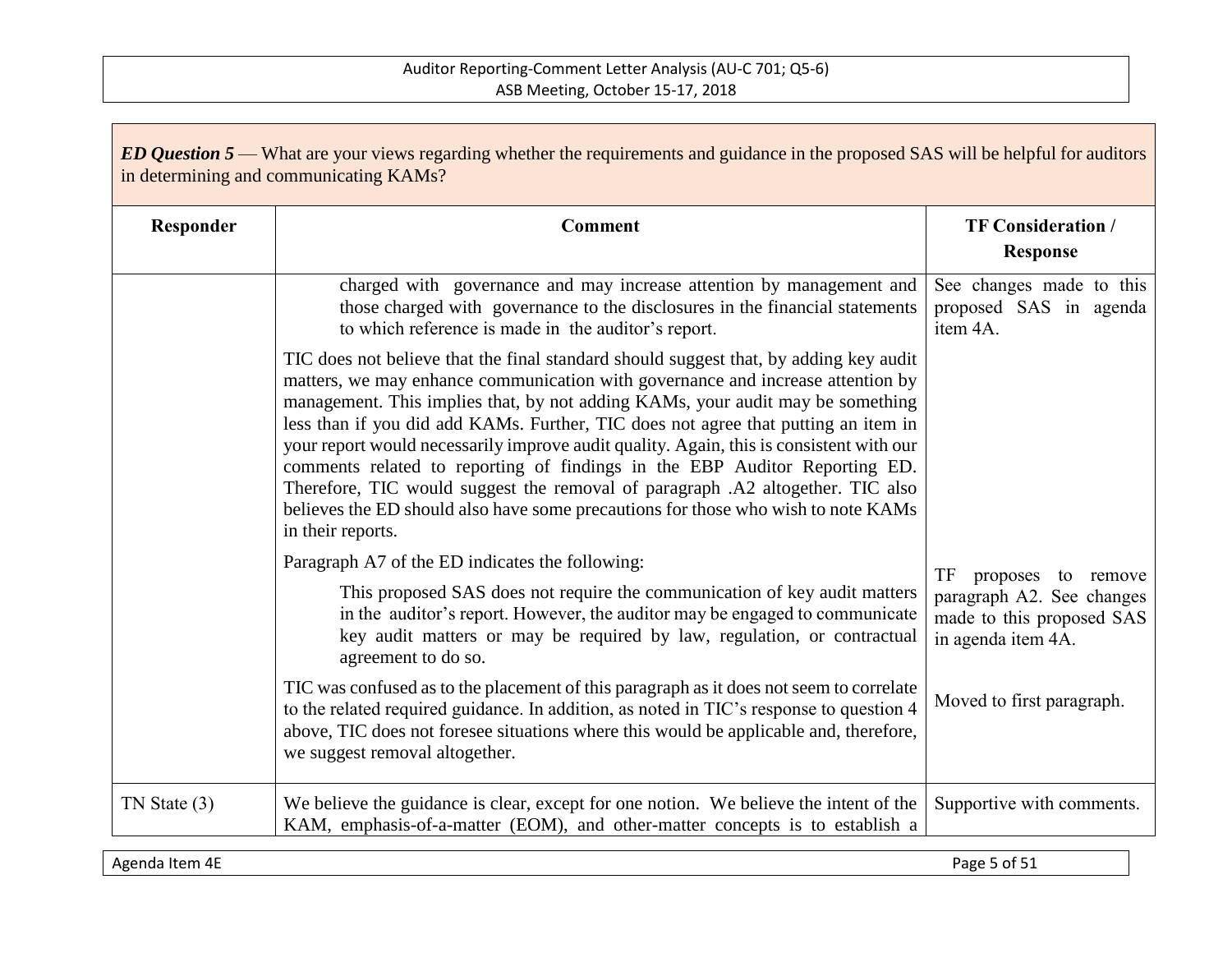***ED Question 5*** — What are your views regarding whether the requirements and guidance in the proposed SAS will be helpful for auditors in determining and communicating KAMs?

| Responder | Comment | TF Consideration / Response |
|---|---|---|
| | charged with governance and may increase attention by management and those charged with governance to the disclosures in the financial statements to which reference is made in the auditor's report.<br><br>TIC does not believe that the final standard should suggest that, by adding key audit matters, we may enhance communication with governance and increase attention by management. This implies that, by not adding KAMs, your audit may be something less than if you did add KAMs. Further, TIC does not agree that putting an item in your report would necessarily improve audit quality. Again, this is consistent with our comments related to reporting of findings in the EBP Auditor Reporting ED. Therefore, TIC would suggest the removal of paragraph .A2 altogether. TIC also believes the ED should also have some precautions for those who wish to note KAMs in their reports.<br><br>Paragraph A7 of the ED indicates the following:<br><br>This proposed SAS does not require the communication of key audit matters in the auditor's report. However, the auditor may be engaged to communicate key audit matters or may be required by law, regulation, or contractual agreement to do so.<br><br>TIC was confused as to the placement of this paragraph as it does not seem to correlate to the related required guidance. In addition, as noted in TIC's response to question 4 above, TIC does not foresee situations where this would be applicable and, therefore, we suggest removal altogether. | See changes made to this proposed SAS in agenda item 4A.<br><br>TF proposes to remove paragraph A2. See changes made to this proposed SAS in agenda item 4A.<br><br>Moved to first paragraph. |
| TN State (3) | We believe the guidance is clear, except for one notion. We believe the intent of the KAM, emphasis-of-a-matter (EOM), and other-matter concepts is to establish a | Supportive with comments. |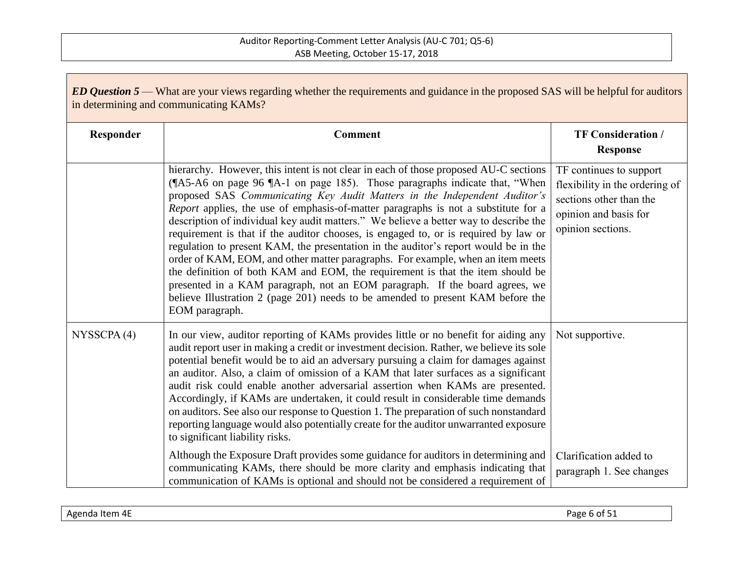***ED Question 5*** — What are your views regarding whether the requirements and guidance in the proposed SAS will be helpful for auditors in determining and communicating KAMs?

| Responder | Comment | TF Consideration / Response |
|---|---|---|
| | hierarchy. However, this intent is not clear in each of those proposed AU-C sections (¶A5-A6 on page 96 ¶A-1 on page 185). Those paragraphs indicate that, "When proposed SAS *Communicating Key Audit Matters in the Independent Auditor's Report* applies, the use of emphasis-of-matter paragraphs is not a substitute for a description of individual key audit matters." We believe a better way to describe the requirement is that if the auditor chooses, is engaged to, or is required by law or regulation to present KAM, the presentation in the auditor's report would be in the order of KAM, EOM, and other matter paragraphs. For example, when an item meets the definition of both KAM and EOM, the requirement is that the item should be presented in a KAM paragraph, not an EOM paragraph. If the board agrees, we believe Illustration 2 (page 201) needs to be amended to present KAM before the EOM paragraph. | TF continues to support flexibility in the ordering of sections other than the opinion and basis for opinion sections. |
| NYSSCPA (4) | In our view, auditor reporting of KAMs provides little or no benefit for aiding any audit report user in making a credit or investment decision. Rather, we believe its sole potential benefit would be to aid an adversary pursuing a claim for damages against an auditor. Also, a claim of omission of a KAM that later surfaces as a significant audit risk could enable another adversarial assertion when KAMs are presented. Accordingly, if KAMs are undertaken, it could result in considerable time demands on auditors. See also our response to Question 1. The preparation of such nonstandard reporting language would also potentially create for the auditor unwarranted exposure to significant liability risks. | Not supportive. |
| | Although the Exposure Draft provides some guidance for auditors in determining and communicating KAMs, there should be more clarity and emphasis indicating that communication of KAMs is optional and should not be considered a requirement of | Clarification added to paragraph 1. See changes |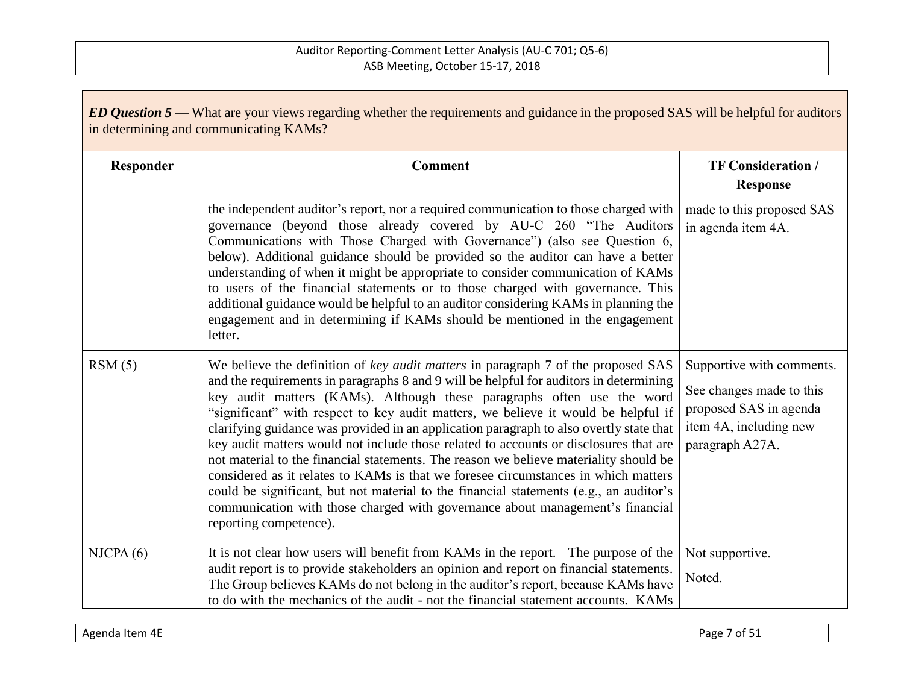***ED Question 5*** — What are your views regarding whether the requirements and guidance in the proposed SAS will be helpful for auditors in determining and communicating KAMs?

| Responder | Comment | TF Consideration / Response |
|---|---|---|
| | the independent auditor's report, nor a required communication to those charged with governance (beyond those already covered by AU-C 260 "The Auditors Communications with Those Charged with Governance") (also see Question 6, below). Additional guidance should be provided so the auditor can have a better understanding of when it might be appropriate to consider communication of KAMs to users of the financial statements or to those charged with governance. This additional guidance would be helpful to an auditor considering KAMs in planning the engagement and in determining if KAMs should be mentioned in the engagement letter. | made to this proposed SAS in agenda item 4A. |
| RSM (5) | We believe the definition of *key audit matters* in paragraph 7 of the proposed SAS and the requirements in paragraphs 8 and 9 will be helpful for auditors in determining key audit matters (KAMs). Although these paragraphs often use the word "significant" with respect to key audit matters, we believe it would be helpful if clarifying guidance was provided in an application paragraph to also overtly state that key audit matters would not include those related to accounts or disclosures that are not material to the financial statements. The reason we believe materiality should be considered as it relates to KAMs is that we foresee circumstances in which matters could be significant, but not material to the financial statements (e.g., an auditor's communication with those charged with governance about management's financial reporting competence). | Supportive with comments.<br><br>See changes made to this proposed SAS in agenda item 4A, including new paragraph A27A. |
| NJCPA (6) | It is not clear how users will benefit from KAMs in the report. The purpose of the audit report is to provide stakeholders an opinion and report on financial statements. The Group believes KAMs do not belong in the auditor's report, because KAMs have to do with the mechanics of the audit - not the financial statement accounts. KAMs | Not supportive.<br><br>Noted. |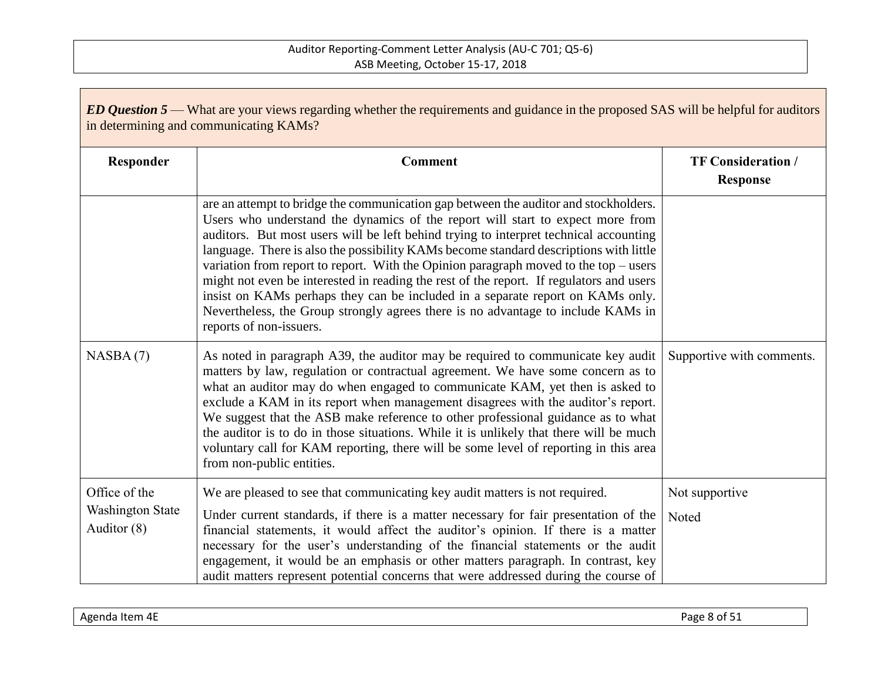**ED Question 5** — What are your views regarding whether the requirements and guidance in the proposed SAS will be helpful for auditors in determining and communicating KAMs?

| Responder | Comment | TF Consideration / Response |
|---|---|---|
| | are an attempt to bridge the communication gap between the auditor and stockholders. Users who understand the dynamics of the report will start to expect more from auditors. But most users will be left behind trying to interpret technical accounting language. There is also the possibility KAMs become standard descriptions with little variation from report to report. With the Opinion paragraph moved to the top – users might not even be interested in reading the rest of the report. If regulators and users insist on KAMs perhaps they can be included in a separate report on KAMs only. Nevertheless, the Group strongly agrees there is no advantage to include KAMs in reports of non-issuers. | |
| NASBA (7) | As noted in paragraph A39, the auditor may be required to communicate key audit matters by law, regulation or contractual agreement. We have some concern as to what an auditor may do when engaged to communicate KAM, yet then is asked to exclude a KAM in its report when management disagrees with the auditor's report. We suggest that the ASB make reference to other professional guidance as to what the auditor is to do in those situations. While it is unlikely that there will be much voluntary call for KAM reporting, there will be some level of reporting in this area from non-public entities. | Supportive with comments. |
| Office of the Washington State Auditor (8) | We are pleased to see that communicating key audit matters is not required.<br><br>Under current standards, if there is a matter necessary for fair presentation of the financial statements, it would affect the auditor's opinion. If there is a matter necessary for the user's understanding of the financial statements or the audit engagement, it would be an emphasis or other matters paragraph. In contrast, key audit matters represent potential concerns that were addressed during the course of | Not supportive<br><br>Noted |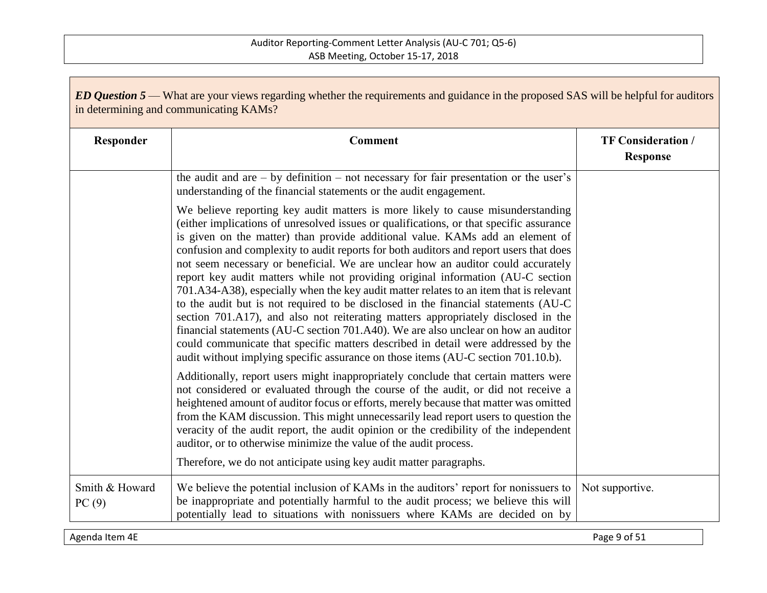*ED Question 5* — What are your views regarding whether the requirements and guidance in the proposed SAS will be helpful for auditors in determining and communicating KAMs?

| Responder | Comment | TF Consideration / Response |
|---|---|---|
| | the audit and are – by definition – not necessary for fair presentation or the user's understanding of the financial statements or the audit engagement.<br><br>We believe reporting key audit matters is more likely to cause misunderstanding (either implications of unresolved issues or qualifications, or that specific assurance is given on the matter) than provide additional value. KAMs add an element of confusion and complexity to audit reports for both auditors and report users that does not seem necessary or beneficial. We are unclear how an auditor could accurately report key audit matters while not providing original information (AU-C section 701.A34-A38), especially when the key audit matter relates to an item that is relevant to the audit but is not required to be disclosed in the financial statements (AU-C section 701.A17), and also not reiterating matters appropriately disclosed in the financial statements (AU-C section 701.A40). We are also unclear on how an auditor could communicate that specific matters described in detail were addressed by the audit without implying specific assurance on those items (AU-C section 701.10.b).<br><br>Additionally, report users might inappropriately conclude that certain matters were not considered or evaluated through the course of the audit, or did not receive a heightened amount of auditor focus or efforts, merely because that matter was omitted from the KAM discussion. This might unnecessarily lead report users to question the veracity of the audit report, the audit opinion or the credibility of the independent auditor, or to otherwise minimize the value of the audit process.<br><br>Therefore, we do not anticipate using key audit matter paragraphs. | |
| Smith & Howard PC (9) | We believe the potential inclusion of KAMs in the auditors' report for nonissuers to be inappropriate and potentially harmful to the audit process; we believe this will potentially lead to situations with nonissuers where KAMs are decided on by | Not supportive. |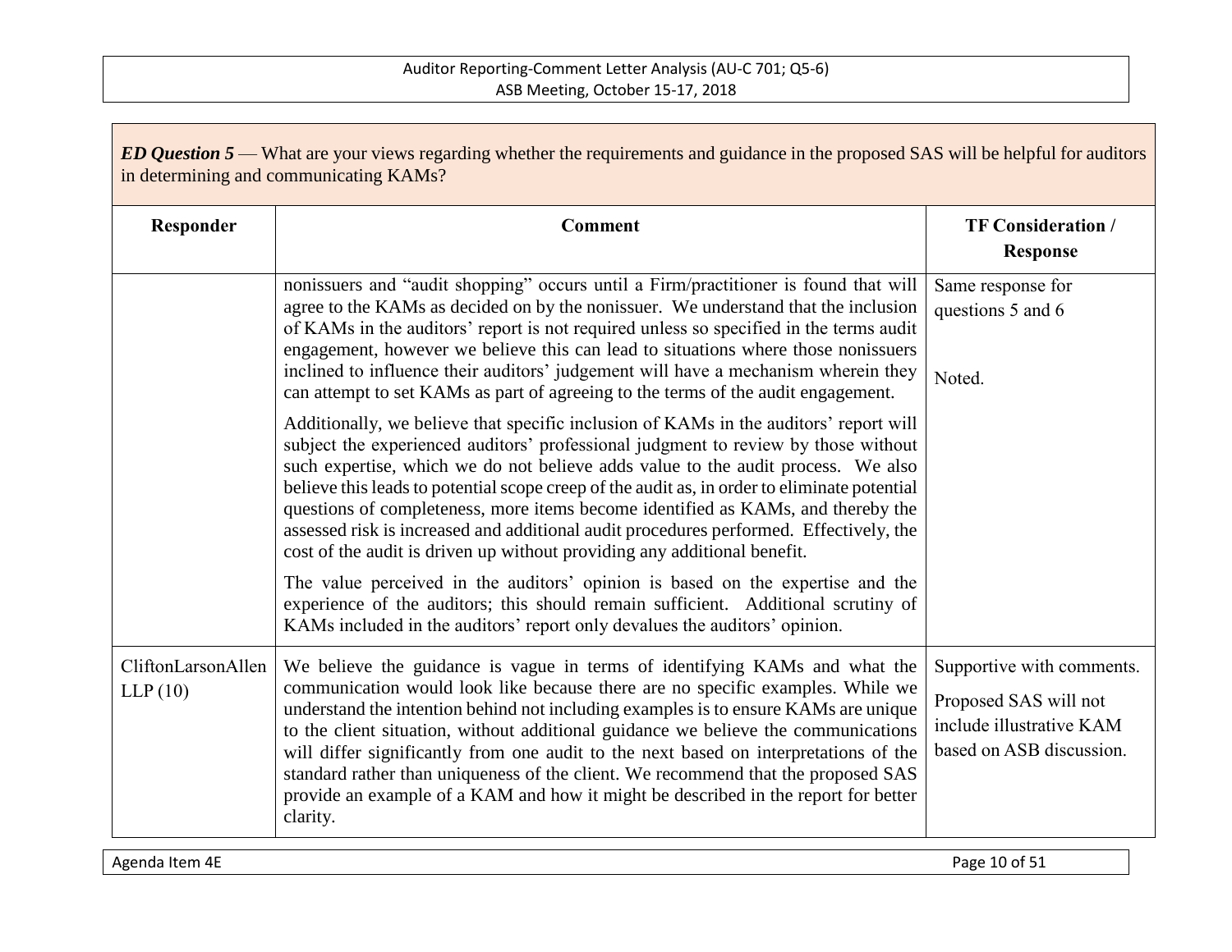***ED Question 5*** — What are your views regarding whether the requirements and guidance in the proposed SAS will be helpful for auditors in determining and communicating KAMs?

| Responder | Comment | TF Consideration / Response |
|---|---|---|
| | nonissuers and "audit shopping" occurs until a Firm/practitioner is found that will agree to the KAMs as decided on by the nonissuer. We understand that the inclusion of KAMs in the auditors' report is not required unless so specified in the terms audit engagement, however we believe this can lead to situations where those nonissuers inclined to influence their auditors' judgement will have a mechanism wherein they can attempt to set KAMs as part of agreeing to the terms of the audit engagement.<br><br>Additionally, we believe that specific inclusion of KAMs in the auditors' report will subject the experienced auditors' professional judgment to review by those without such expertise, which we do not believe adds value to the audit process. We also believe this leads to potential scope creep of the audit as, in order to eliminate potential questions of completeness, more items become identified as KAMs, and thereby the assessed risk is increased and additional audit procedures performed. Effectively, the cost of the audit is driven up without providing any additional benefit.<br><br>The value perceived in the auditors' opinion is based on the expertise and the experience of the auditors; this should remain sufficient. Additional scrutiny of KAMs included in the auditors' report only devalues the auditors' opinion. | Same response for questions 5 and 6<br><br>Noted. |
| CliftonLarsonAllen LLP (10) | We believe the guidance is vague in terms of identifying KAMs and what the communication would look like because there are no specific examples. While we understand the intention behind not including examples is to ensure KAMs are unique to the client situation, without additional guidance we believe the communications will differ significantly from one audit to the next based on interpretations of the standard rather than uniqueness of the client. We recommend that the proposed SAS provide an example of a KAM and how it might be described in the report for better clarity. | Supportive with comments.<br><br>Proposed SAS will not include illustrative KAM based on ASB discussion. |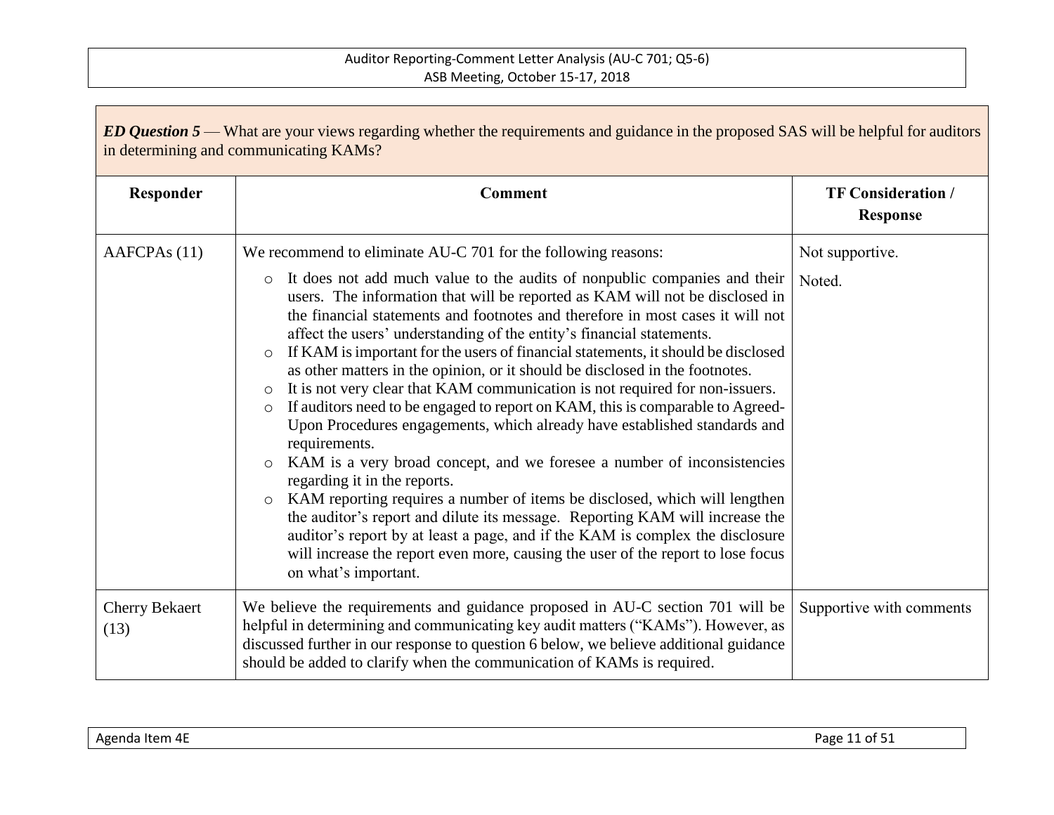***ED Question 5*** — What are your views regarding whether the requirements and guidance in the proposed SAS will be helpful for auditors in determining and communicating KAMs?

| Responder | Comment | TF Consideration / Response |
|---|---|---|
| AAFCPAs (11) | We recommend to eliminate AU-C 701 for the following reasons:<br>○ It does not add much value to the audits of nonpublic companies and their users. The information that will be reported as KAM will not be disclosed in the financial statements and footnotes and therefore in most cases it will not affect the users' understanding of the entity's financial statements.<br>○ If KAM is important for the users of financial statements, it should be disclosed as other matters in the opinion, or it should be disclosed in the footnotes.<br>○ It is not very clear that KAM communication is not required for non-issuers.<br>○ If auditors need to be engaged to report on KAM, this is comparable to Agreed-Upon Procedures engagements, which already have established standards and requirements.<br>○ KAM is a very broad concept, and we foresee a number of inconsistencies regarding it in the reports.<br>○ KAM reporting requires a number of items be disclosed, which will lengthen the auditor's report and dilute its message. Reporting KAM will increase the auditor's report by at least a page, and if the KAM is complex the disclosure will increase the report even more, causing the user of the report to lose focus on what's important. | Not supportive.<br>Noted. |
| Cherry Bekaert (13) | We believe the requirements and guidance proposed in AU-C section 701 will be helpful in determining and communicating key audit matters ("KAMs"). However, as discussed further in our response to question 6 below, we believe additional guidance should be added to clarify when the communication of KAMs is required. | Supportive with comments |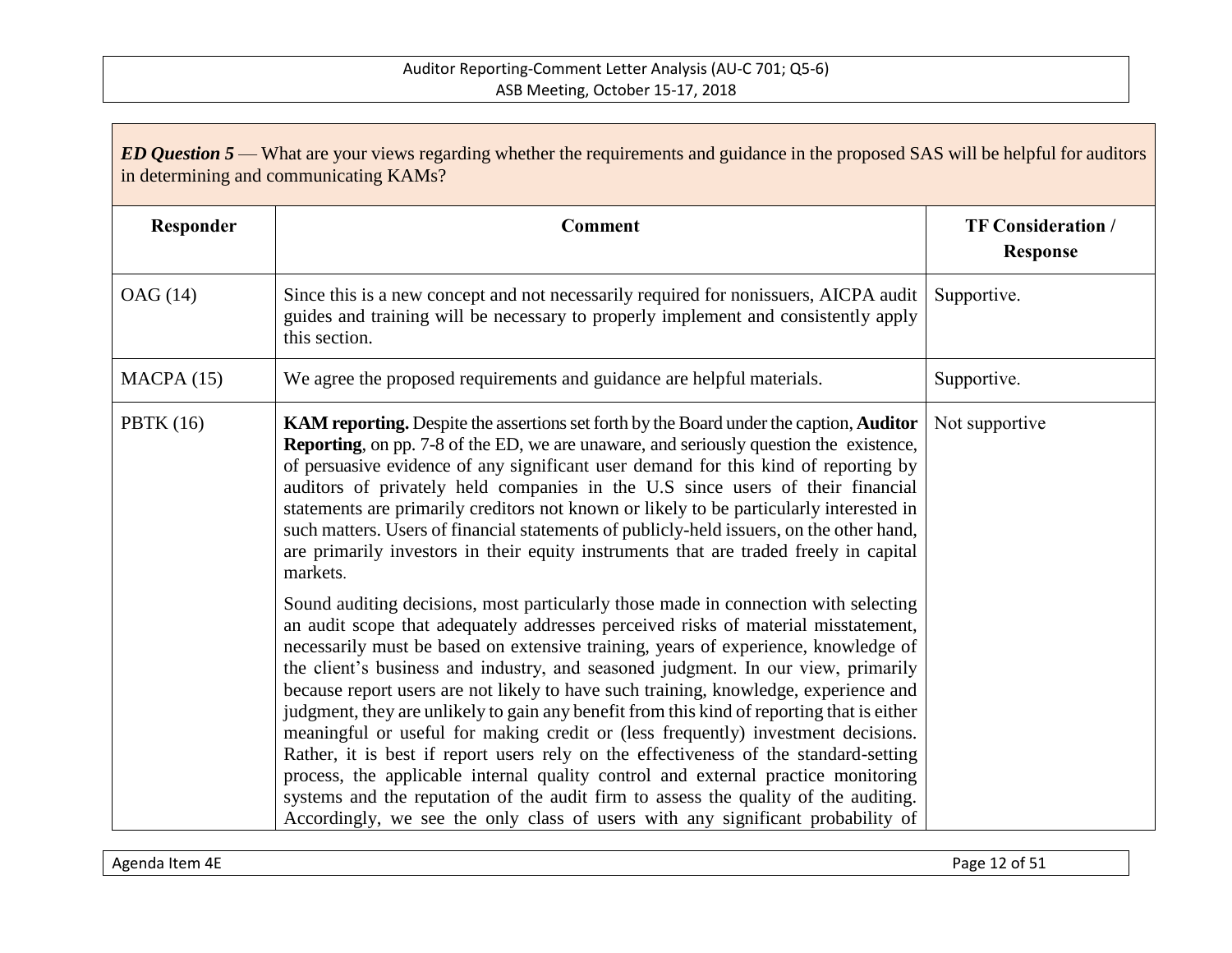***ED Question 5*** — What are your views regarding whether the requirements and guidance in the proposed SAS will be helpful for auditors in determining and communicating KAMs?

| Responder | Comment | TF Consideration / Response |
|---|---|---|
| OAG (14) | Since this is a new concept and not necessarily required for nonissuers, AICPA audit guides and training will be necessary to properly implement and consistently apply this section. | Supportive. |
| MACPA (15) | We agree the proposed requirements and guidance are helpful materials. | Supportive. |
| PBTK (16) | **KAM reporting.** Despite the assertions set forth by the Board under the caption, **Auditor Reporting**, on pp. 7-8 of the ED, we are unaware, and seriously question the existence, of persuasive evidence of any significant user demand for this kind of reporting by auditors of privately held companies in the U.S since users of their financial statements are primarily creditors not known or likely to be particularly interested in such matters. Users of financial statements of publicly-held issuers, on the other hand, are primarily investors in their equity instruments that are traded freely in capital markets.<br><br>Sound auditing decisions, most particularly those made in connection with selecting an audit scope that adequately addresses perceived risks of material misstatement, necessarily must be based on extensive training, years of experience, knowledge of the client's business and industry, and seasoned judgment. In our view, primarily because report users are not likely to have such training, knowledge, experience and judgment, they are unlikely to gain any benefit from this kind of reporting that is either meaningful or useful for making credit or (less frequently) investment decisions. Rather, it is best if report users rely on the effectiveness of the standard-setting process, the applicable internal quality control and external practice monitoring systems and the reputation of the audit firm to assess the quality of the auditing. Accordingly, we see the only class of users with any significant probability of | Not supportive |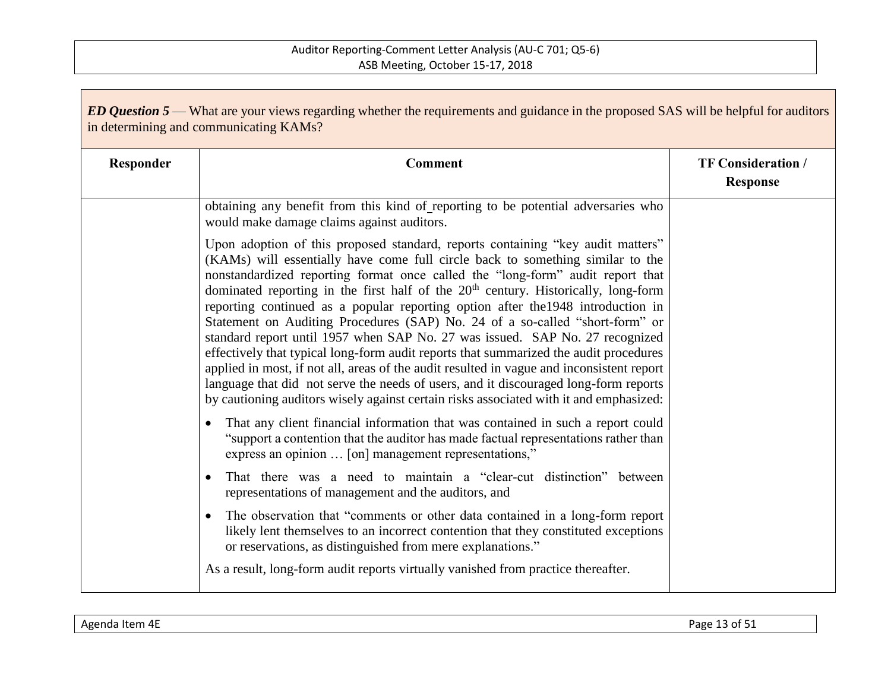**ED Question 5** — What are your views regarding whether the requirements and guidance in the proposed SAS will be helpful for auditors in determining and communicating KAMs?

| Responder | Comment | TF Consideration / Response |
|---|---|---|
| | obtaining any benefit from this kind of reporting to be potential adversaries who would make damage claims against auditors.<br><br>Upon adoption of this proposed standard, reports containing "key audit matters" (KAMs) will essentially have come full circle back to something similar to the nonstandardized reporting format once called the "long-form" audit report that dominated reporting in the first half of the 20th century. Historically, long-form reporting continued as a popular reporting option after the1948 introduction in Statement on Auditing Procedures (SAP) No. 24 of a so-called "short-form" or standard report until 1957 when SAP No. 27 was issued. SAP No. 27 recognized effectively that typical long-form audit reports that summarized the audit procedures applied in most, if not all, areas of the audit resulted in vague and inconsistent report language that did not serve the needs of users, and it discouraged long-form reports by cautioning auditors wisely against certain risks associated with it and emphasized:<br><br>• That any client financial information that was contained in such a report could "support a contention that the auditor has made factual representations rather than express an opinion … [on] management representations,"<br>• That there was a need to maintain a "clear-cut distinction" between representations of management and the auditors, and<br>• The observation that "comments or other data contained in a long-form report likely lent themselves to an incorrect contention that they constituted exceptions or reservations, as distinguished from mere explanations."<br><br>As a result, long-form audit reports virtually vanished from practice thereafter. | |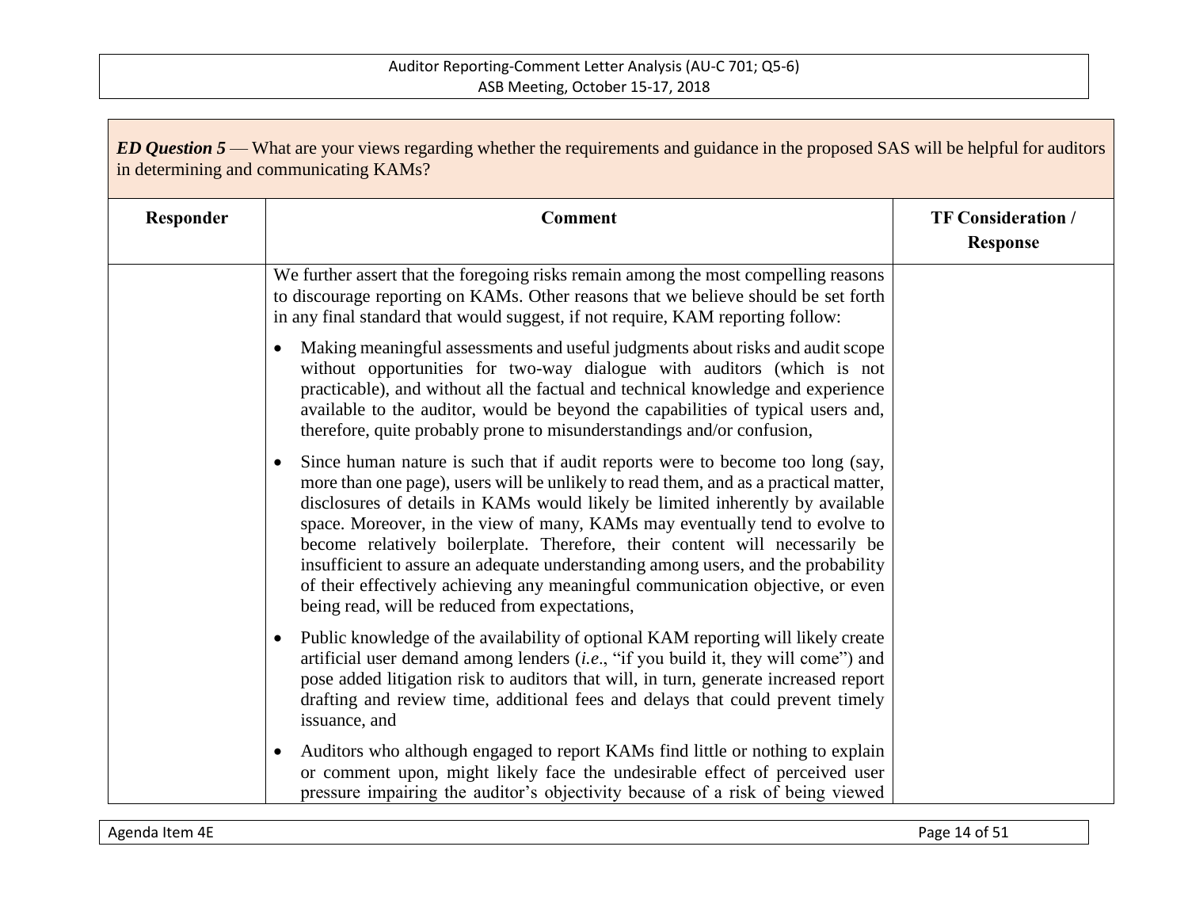***ED Question 5*** — What are your views regarding whether the requirements and guidance in the proposed SAS will be helpful for auditors in determining and communicating KAMs?

| Responder | Comment | TF Consideration / Response |
| --- | --- | --- |
| | We further assert that the foregoing risks remain among the most compelling reasons to discourage reporting on KAMs. Other reasons that we believe should be set forth in any final standard that would suggest, if not require, KAM reporting follow:<br><br>• Making meaningful assessments and useful judgments about risks and audit scope without opportunities for two-way dialogue with auditors (which is not practicable), and without all the factual and technical knowledge and experience available to the auditor, would be beyond the capabilities of typical users and, therefore, quite probably prone to misunderstandings and/or confusion,<br><br>• Since human nature is such that if audit reports were to become too long (say, more than one page), users will be unlikely to read them, and as a practical matter, disclosures of details in KAMs would likely be limited inherently by available space. Moreover, in the view of many, KAMs may eventually tend to evolve to become relatively boilerplate. Therefore, their content will necessarily be insufficient to assure an adequate understanding among users, and the probability of their effectively achieving any meaningful communication objective, or even being read, will be reduced from expectations,<br><br>• Public knowledge of the availability of optional KAM reporting will likely create artificial user demand among lenders (*i.e*., "if you build it, they will come") and pose added litigation risk to auditors that will, in turn, generate increased report drafting and review time, additional fees and delays that could prevent timely issuance, and<br><br>• Auditors who although engaged to report KAMs find little or nothing to explain or comment upon, might likely face the undesirable effect of perceived user pressure impairing the auditor's objectivity because of a risk of being viewed | |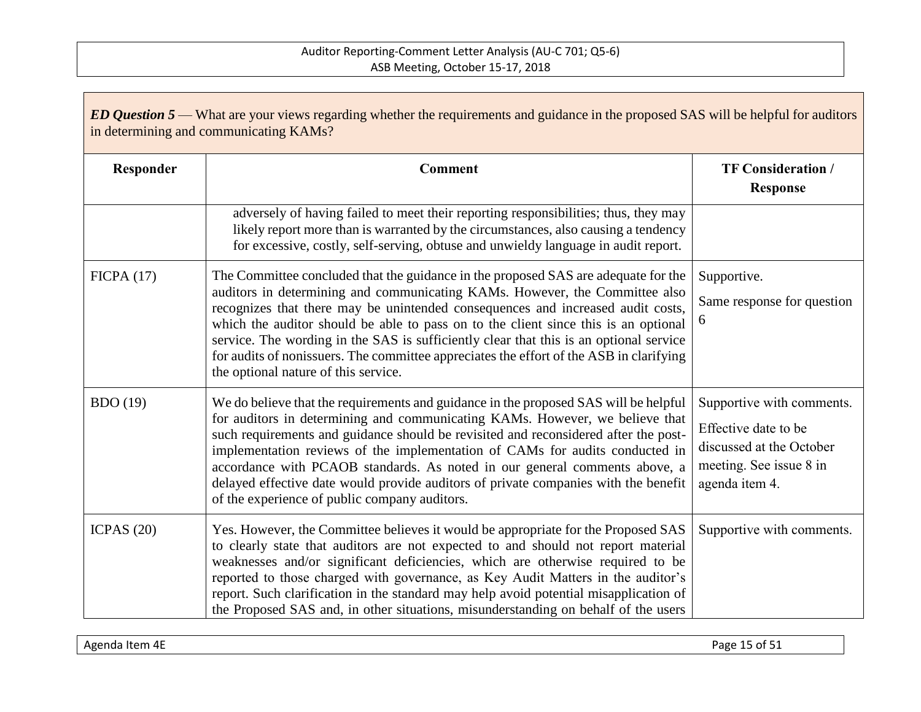***ED Question 5*** — What are your views regarding whether the requirements and guidance in the proposed SAS will be helpful for auditors in determining and communicating KAMs?

| Responder | Comment | TF Consideration / Response |
|---|---|---|
| | adversely of having failed to meet their reporting responsibilities; thus, they may likely report more than is warranted by the circumstances, also causing a tendency for excessive, costly, self-serving, obtuse and unwieldy language in audit report. | |
| FICPA (17) | The Committee concluded that the guidance in the proposed SAS are adequate for the auditors in determining and communicating KAMs. However, the Committee also recognizes that there may be unintended consequences and increased audit costs, which the auditor should be able to pass on to the client since this is an optional service. The wording in the SAS is sufficiently clear that this is an optional service for audits of nonissuers. The committee appreciates the effort of the ASB in clarifying the optional nature of this service. | Supportive.<br><br>Same response for question 6 |
| BDO (19) | We do believe that the requirements and guidance in the proposed SAS will be helpful for auditors in determining and communicating KAMs. However, we believe that such requirements and guidance should be revisited and reconsidered after the post-implementation reviews of the implementation of CAMs for audits conducted in accordance with PCAOB standards. As noted in our general comments above, a delayed effective date would provide auditors of private companies with the benefit of the experience of public company auditors. | Supportive with comments.<br><br>Effective date to be discussed at the October meeting. See issue 8 in agenda item 4. |
| ICPAS (20) | Yes. However, the Committee believes it would be appropriate for the Proposed SAS to clearly state that auditors are not expected to and should not report material weaknesses and/or significant deficiencies, which are otherwise required to be reported to those charged with governance, as Key Audit Matters in the auditor's report. Such clarification in the standard may help avoid potential misapplication of the Proposed SAS and, in other situations, misunderstanding on behalf of the users | Supportive with comments. |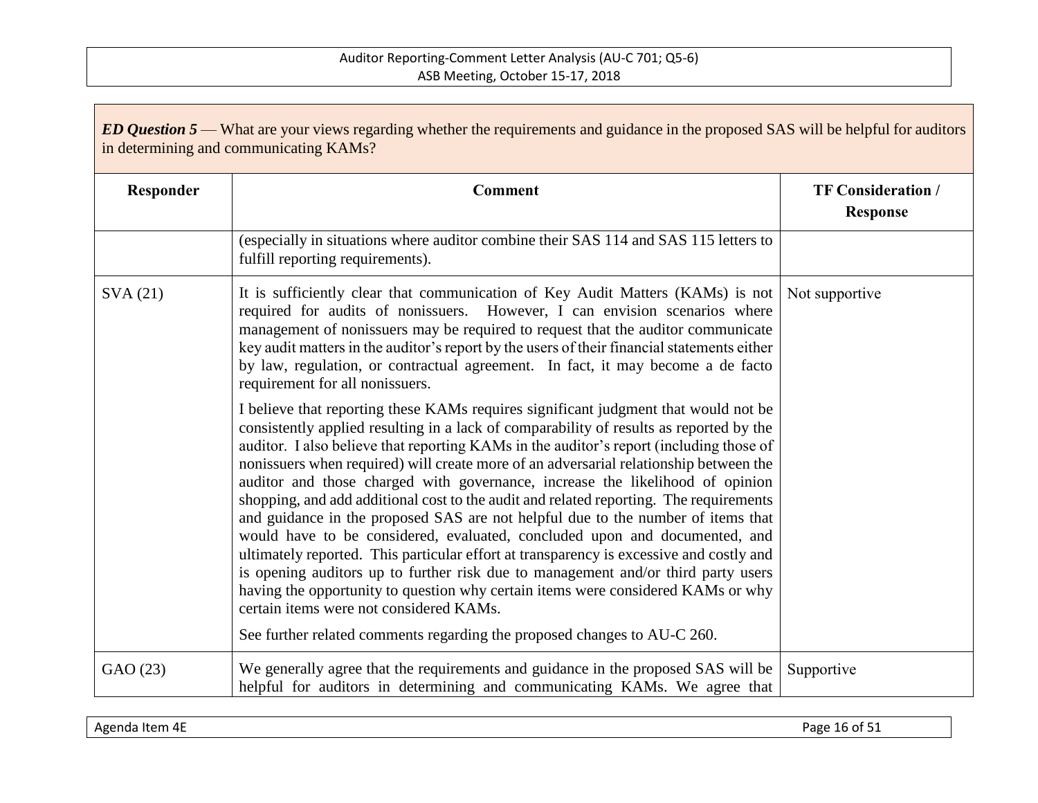**ED Question 5** — What are your views regarding whether the requirements and guidance in the proposed SAS will be helpful for auditors in determining and communicating KAMs?

| Responder | Comment | TF Consideration / Response |
|---|---|---|
| | (especially in situations where auditor combine their SAS 114 and SAS 115 letters to fulfill reporting requirements). | |
| SVA (21) | It is sufficiently clear that communication of Key Audit Matters (KAMs) is not required for audits of nonissuers. However, I can envision scenarios where management of nonissuers may be required to request that the auditor communicate key audit matters in the auditor's report by the users of their financial statements either by law, regulation, or contractual agreement. In fact, it may become a de facto requirement for all nonissuers.<br><br>I believe that reporting these KAMs requires significant judgment that would not be consistently applied resulting in a lack of comparability of results as reported by the auditor. I also believe that reporting KAMs in the auditor's report (including those of nonissuers when required) will create more of an adversarial relationship between the auditor and those charged with governance, increase the likelihood of opinion shopping, and add additional cost to the audit and related reporting. The requirements and guidance in the proposed SAS are not helpful due to the number of items that would have to be considered, evaluated, concluded upon and documented, and ultimately reported. This particular effort at transparency is excessive and costly and is opening auditors up to further risk due to management and/or third party users having the opportunity to question why certain items were considered KAMs or why certain items were not considered KAMs.<br><br>See further related comments regarding the proposed changes to AU-C 260. | Not supportive |
| GAO (23) | We generally agree that the requirements and guidance in the proposed SAS will be helpful for auditors in determining and communicating KAMs. We agree that | Supportive |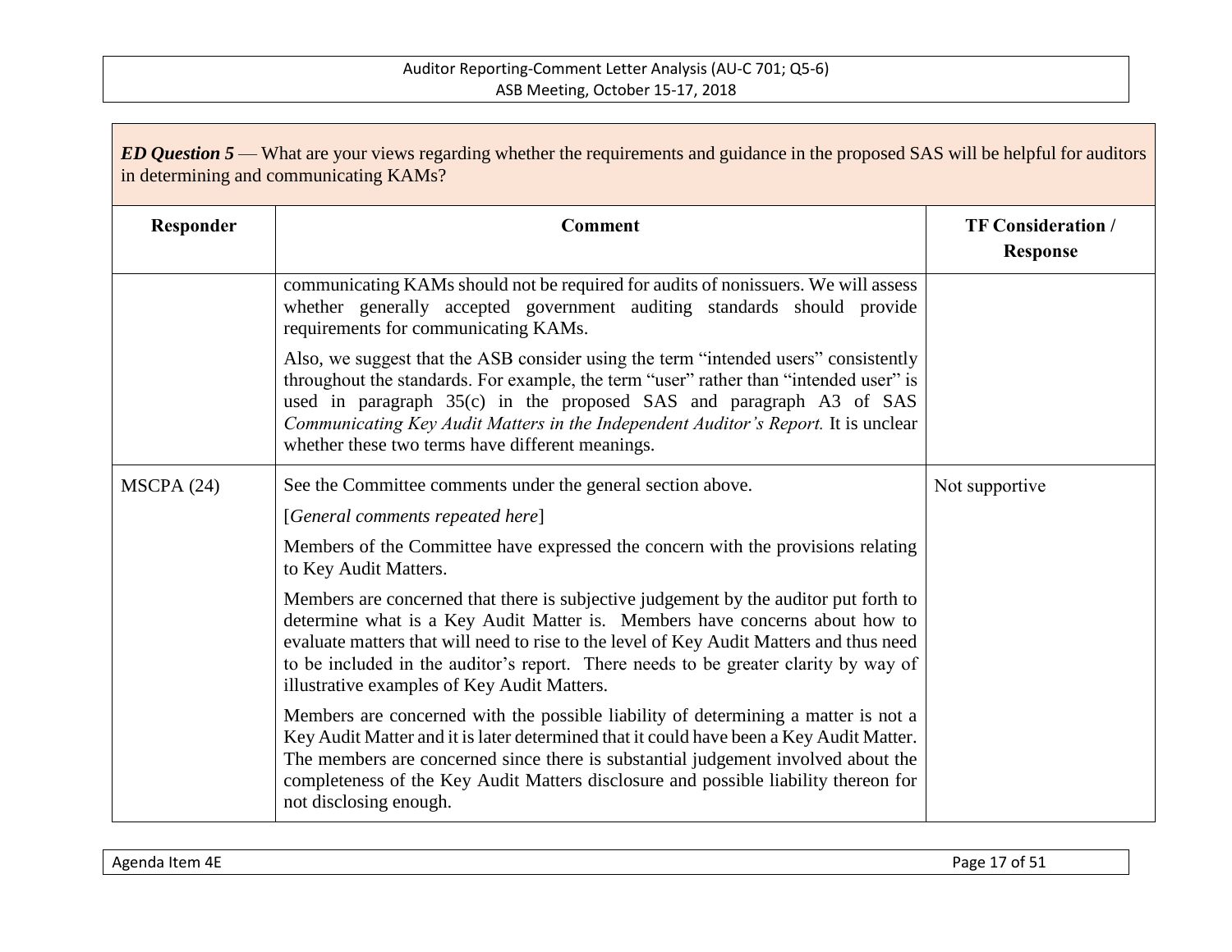***ED Question 5*** — What are your views regarding whether the requirements and guidance in the proposed SAS will be helpful for auditors in determining and communicating KAMs?

| Responder | Comment | TF Consideration / Response |
|---|---|---|
| | communicating KAMs should not be required for audits of nonissuers. We will assess whether generally accepted government auditing standards should provide requirements for communicating KAMs.<br><br>Also, we suggest that the ASB consider using the term "intended users" consistently throughout the standards. For example, the term "user" rather than "intended user" is used in paragraph 35(c) in the proposed SAS and paragraph A3 of SAS *Communicating Key Audit Matters in the Independent Auditor's Report.* It is unclear whether these two terms have different meanings. | |
| MSCPA (24) | See the Committee comments under the general section above.<br><br>[*General comments repeated here*]<br><br>Members of the Committee have expressed the concern with the provisions relating to Key Audit Matters.<br><br>Members are concerned that there is subjective judgement by the auditor put forth to determine what is a Key Audit Matter is. Members have concerns about how to evaluate matters that will need to rise to the level of Key Audit Matters and thus need to be included in the auditor's report. There needs to be greater clarity by way of illustrative examples of Key Audit Matters.<br><br>Members are concerned with the possible liability of determining a matter is not a Key Audit Matter and it is later determined that it could have been a Key Audit Matter. The members are concerned since there is substantial judgement involved about the completeness of the Key Audit Matters disclosure and possible liability thereon for not disclosing enough. | Not supportive |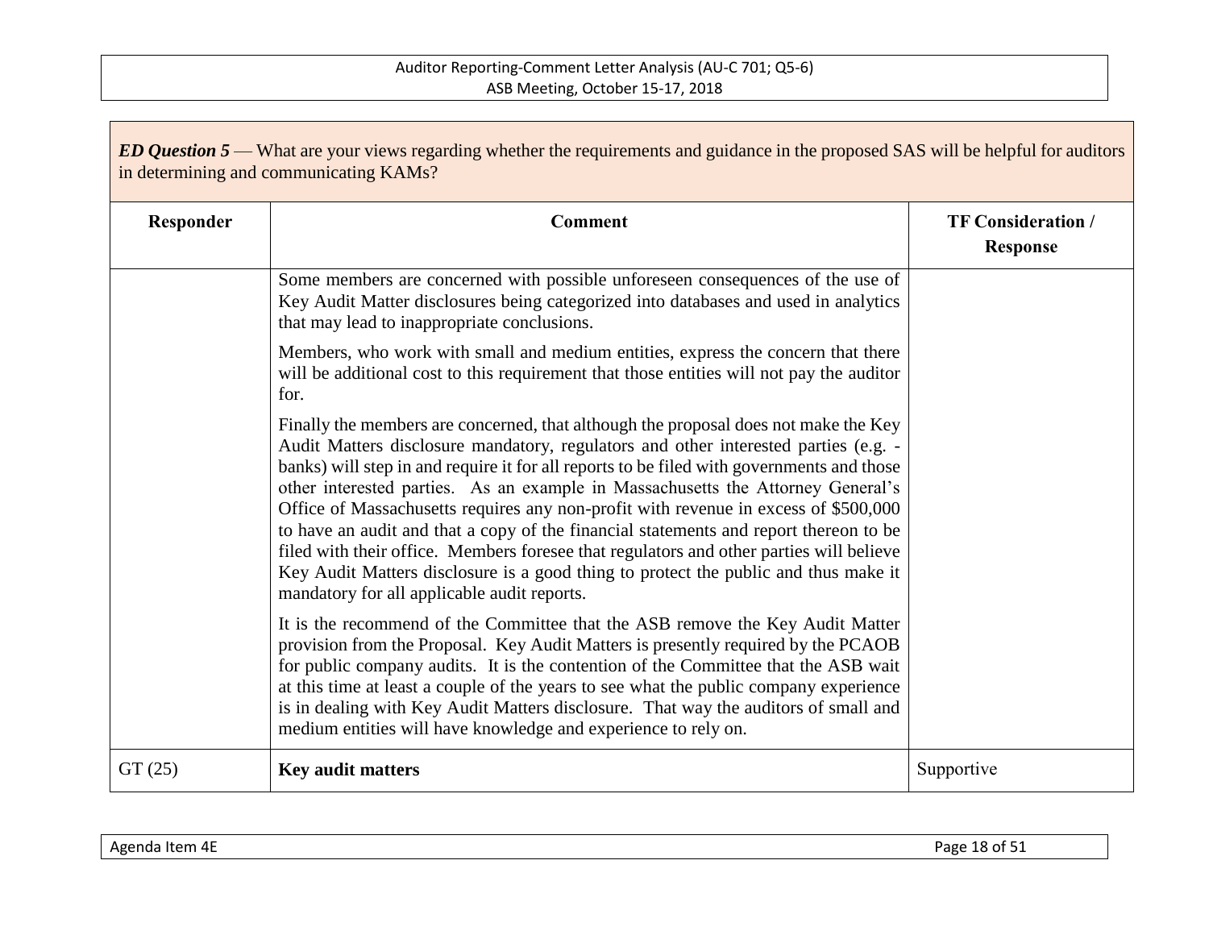***ED Question 5*** — What are your views regarding whether the requirements and guidance in the proposed SAS will be helpful for auditors in determining and communicating KAMs?

| Responder | Comment | TF Consideration / Response |
|---|---|---|
| | Some members are concerned with possible unforeseen consequences of the use of Key Audit Matter disclosures being categorized into databases and used in analytics that may lead to inappropriate conclusions.<br><br>Members, who work with small and medium entities, express the concern that there will be additional cost to this requirement that those entities will not pay the auditor for.<br><br>Finally the members are concerned, that although the proposal does not make the Key Audit Matters disclosure mandatory, regulators and other interested parties (e.g. - banks) will step in and require it for all reports to be filed with governments and those other interested parties. As an example in Massachusetts the Attorney General's Office of Massachusetts requires any non-profit with revenue in excess of $500,000 to have an audit and that a copy of the financial statements and report thereon to be filed with their office. Members foresee that regulators and other parties will believe Key Audit Matters disclosure is a good thing to protect the public and thus make it mandatory for all applicable audit reports.<br><br>It is the recommend of the Committee that the ASB remove the Key Audit Matter provision from the Proposal. Key Audit Matters is presently required by the PCAOB for public company audits. It is the contention of the Committee that the ASB wait at this time at least a couple of the years to see what the public company experience is in dealing with Key Audit Matters disclosure. That way the auditors of small and medium entities will have knowledge and experience to rely on. | |
| GT (25) | **Key audit matters** | Supportive |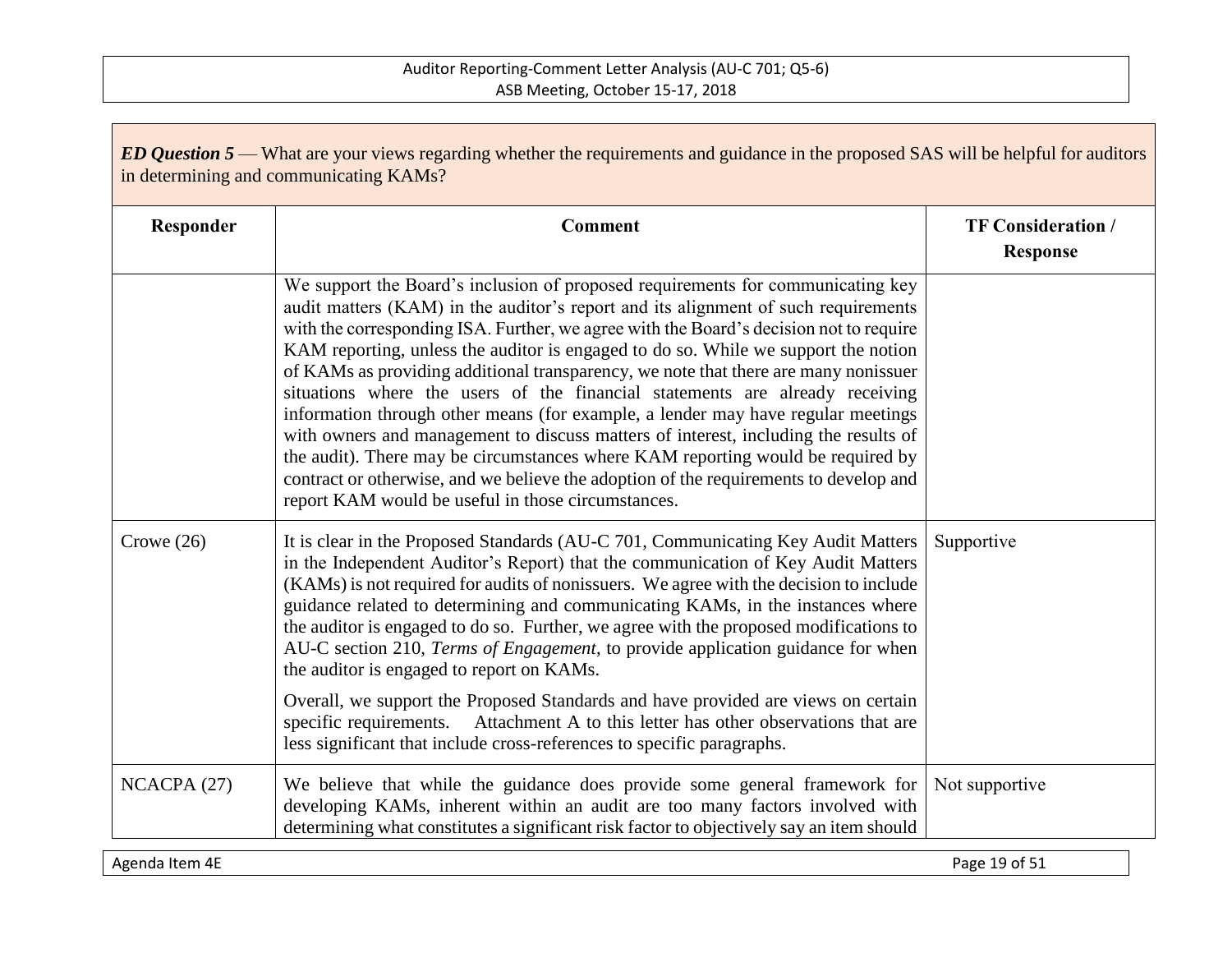***ED Question 5*** — What are your views regarding whether the requirements and guidance in the proposed SAS will be helpful for auditors in determining and communicating KAMs?

| Responder | Comment | TF Consideration / Response |
|---|---|---|
| | We support the Board's inclusion of proposed requirements for communicating key audit matters (KAM) in the auditor's report and its alignment of such requirements with the corresponding ISA. Further, we agree with the Board's decision not to require KAM reporting, unless the auditor is engaged to do so. While we support the notion of KAMs as providing additional transparency, we note that there are many nonissuer situations where the users of the financial statements are already receiving information through other means (for example, a lender may have regular meetings with owners and management to discuss matters of interest, including the results of the audit). There may be circumstances where KAM reporting would be required by contract or otherwise, and we believe the adoption of the requirements to develop and report KAM would be useful in those circumstances. | |
| Crowe (26) | It is clear in the Proposed Standards (AU-C 701, Communicating Key Audit Matters in the Independent Auditor's Report) that the communication of Key Audit Matters (KAMs) is not required for audits of nonissuers. We agree with the decision to include guidance related to determining and communicating KAMs, in the instances where the auditor is engaged to do so. Further, we agree with the proposed modifications to AU-C section 210, *Terms of Engagement*, to provide application guidance for when the auditor is engaged to report on KAMs.<br><br>Overall, we support the Proposed Standards and have provided are views on certain specific requirements. Attachment A to this letter has other observations that are less significant that include cross-references to specific paragraphs. | Supportive |
| NCACPA (27) | We believe that while the guidance does provide some general framework for developing KAMs, inherent within an audit are too many factors involved with determining what constitutes a significant risk factor to objectively say an item should | Not supportive |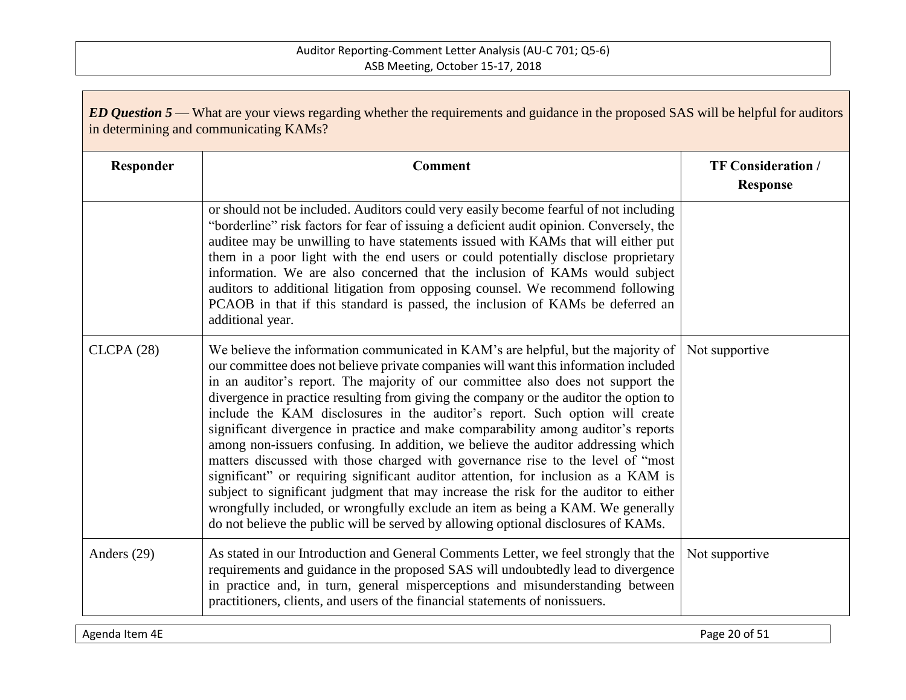***ED Question 5*** — What are your views regarding whether the requirements and guidance in the proposed SAS will be helpful for auditors in determining and communicating KAMs?

| Responder | Comment | TF Consideration / Response |
|---|---|---|
| | or should not be included. Auditors could very easily become fearful of not including "borderline" risk factors for fear of issuing a deficient audit opinion. Conversely, the auditee may be unwilling to have statements issued with KAMs that will either put them in a poor light with the end users or could potentially disclose proprietary information. We are also concerned that the inclusion of KAMs would subject auditors to additional litigation from opposing counsel. We recommend following PCAOB in that if this standard is passed, the inclusion of KAMs be deferred an additional year. | |
| CLCPA (28) | We believe the information communicated in KAM's are helpful, but the majority of our committee does not believe private companies will want this information included in an auditor's report. The majority of our committee also does not support the divergence in practice resulting from giving the company or the auditor the option to include the KAM disclosures in the auditor's report. Such option will create significant divergence in practice and make comparability among auditor's reports among non-issuers confusing. In addition, we believe the auditor addressing which matters discussed with those charged with governance rise to the level of "most significant" or requiring significant auditor attention, for inclusion as a KAM is subject to significant judgment that may increase the risk for the auditor to either wrongfully included, or wrongfully exclude an item as being a KAM. We generally do not believe the public will be served by allowing optional disclosures of KAMs. | Not supportive |
| Anders (29) | As stated in our Introduction and General Comments Letter, we feel strongly that the requirements and guidance in the proposed SAS will undoubtedly lead to divergence in practice and, in turn, general misperceptions and misunderstanding between practitioners, clients, and users of the financial statements of nonissuers. | Not supportive |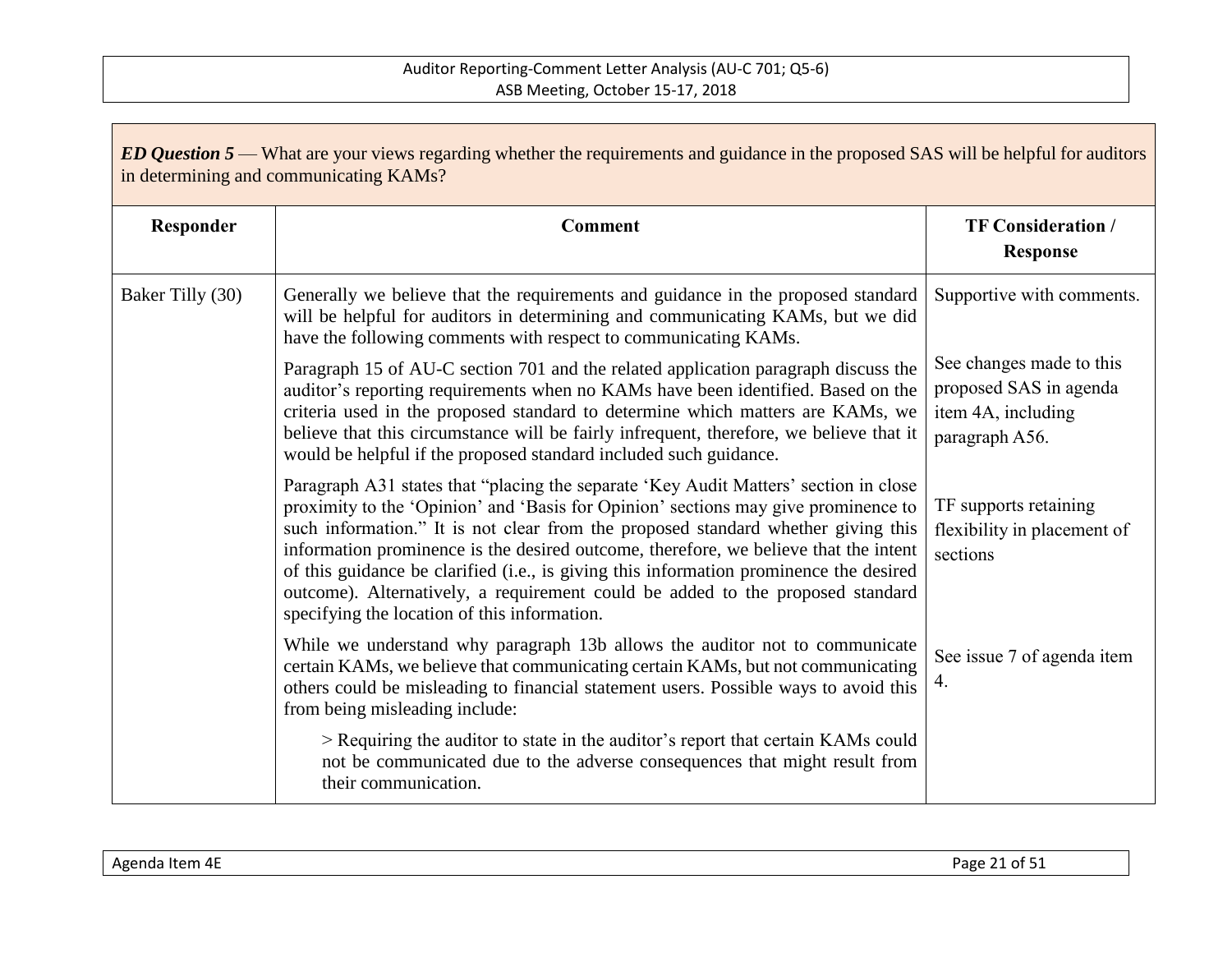***ED Question 5*** — What are your views regarding whether the requirements and guidance in the proposed SAS will be helpful for auditors in determining and communicating KAMs?

| Responder | Comment | TF Consideration / Response |
|---|---|---|
| Baker Tilly (30) | Generally we believe that the requirements and guidance in the proposed standard will be helpful for auditors in determining and communicating KAMs, but we did have the following comments with respect to communicating KAMs. | Supportive with comments. |
| | Paragraph 15 of AU-C section 701 and the related application paragraph discuss the auditor's reporting requirements when no KAMs have been identified. Based on the criteria used in the proposed standard to determine which matters are KAMs, we believe that this circumstance will be fairly infrequent, therefore, we believe that it would be helpful if the proposed standard included such guidance. | See changes made to this proposed SAS in agenda item 4A, including paragraph A56. |
| | Paragraph A31 states that "placing the separate 'Key Audit Matters' section in close proximity to the 'Opinion' and 'Basis for Opinion' sections may give prominence to such information." It is not clear from the proposed standard whether giving this information prominence is the desired outcome, therefore, we believe that the intent of this guidance be clarified (i.e., is giving this information prominence the desired outcome). Alternatively, a requirement could be added to the proposed standard specifying the location of this information. | TF supports retaining flexibility in placement of sections |
| | While we understand why paragraph 13b allows the auditor not to communicate certain KAMs, we believe that communicating certain KAMs, but not communicating others could be misleading to financial statement users. Possible ways to avoid this from being misleading include:<br><br>> Requiring the auditor to state in the auditor's report that certain KAMs could not be communicated due to the adverse consequences that might result from their communication. | See issue 7 of agenda item 4. |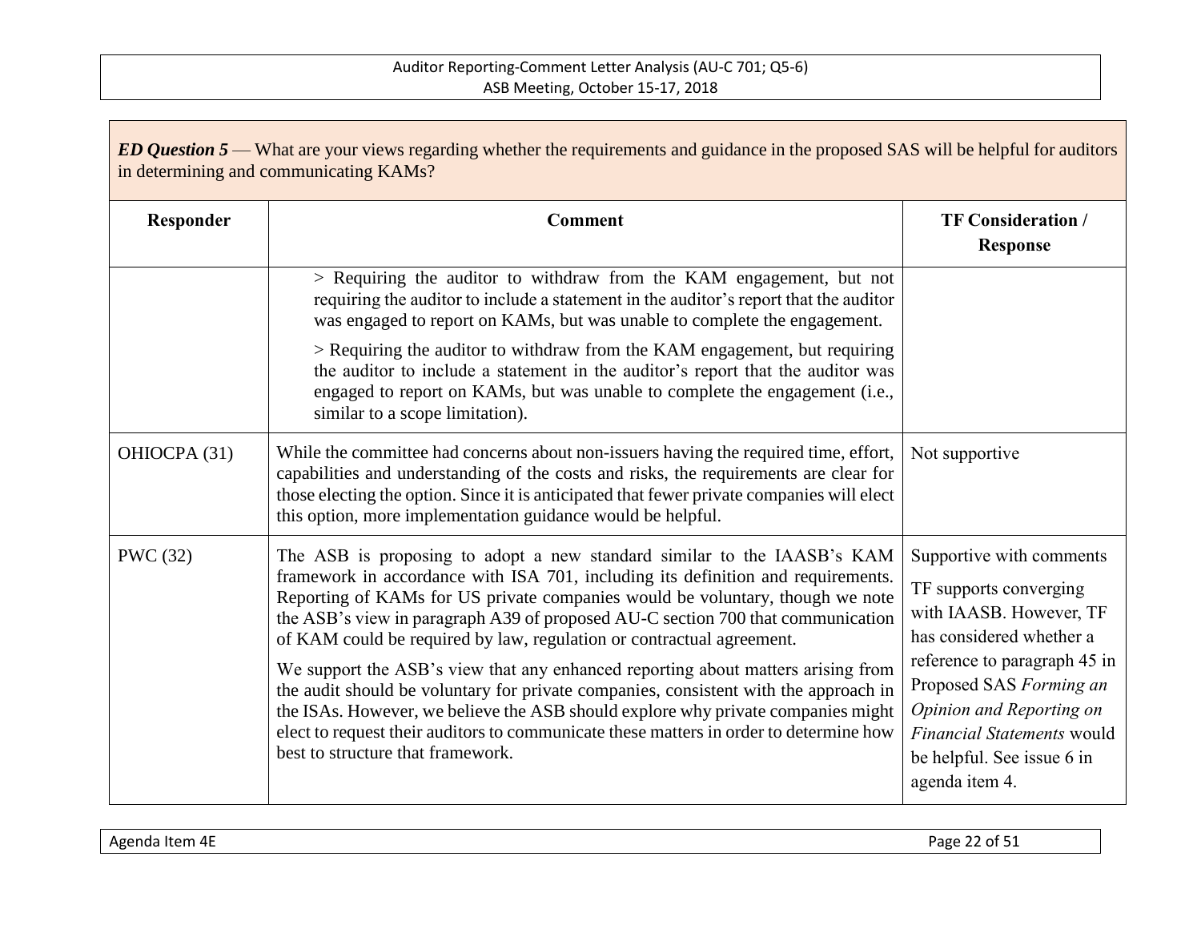***ED Question 5*** — What are your views regarding whether the requirements and guidance in the proposed SAS will be helpful for auditors in determining and communicating KAMs?

| Responder | Comment | TF Consideration / Response |
|---|---|---|
| | > Requiring the auditor to withdraw from the KAM engagement, but not requiring the auditor to include a statement in the auditor's report that the auditor was engaged to report on KAMs, but was unable to complete the engagement.<br><br>> Requiring the auditor to withdraw from the KAM engagement, but requiring the auditor to include a statement in the auditor's report that the auditor was engaged to report on KAMs, but was unable to complete the engagement (i.e., similar to a scope limitation). | |
| OHIOCPA (31) | While the committee had concerns about non-issuers having the required time, effort, capabilities and understanding of the costs and risks, the requirements are clear for those electing the option. Since it is anticipated that fewer private companies will elect this option, more implementation guidance would be helpful. | Not supportive |
| PWC (32) | The ASB is proposing to adopt a new standard similar to the IAASB's KAM framework in accordance with ISA 701, including its definition and requirements. Reporting of KAMs for US private companies would be voluntary, though we note the ASB's view in paragraph A39 of proposed AU-C section 700 that communication of KAM could be required by law, regulation or contractual agreement.<br><br>We support the ASB's view that any enhanced reporting about matters arising from the audit should be voluntary for private companies, consistent with the approach in the ISAs. However, we believe the ASB should explore why private companies might elect to request their auditors to communicate these matters in order to determine how best to structure that framework. | Supportive with comments<br><br>TF supports converging with IAASB. However, TF has considered whether a reference to paragraph 45 in Proposed SAS *Forming an Opinion and Reporting on Financial Statements* would be helpful. See issue 6 in agenda item 4. |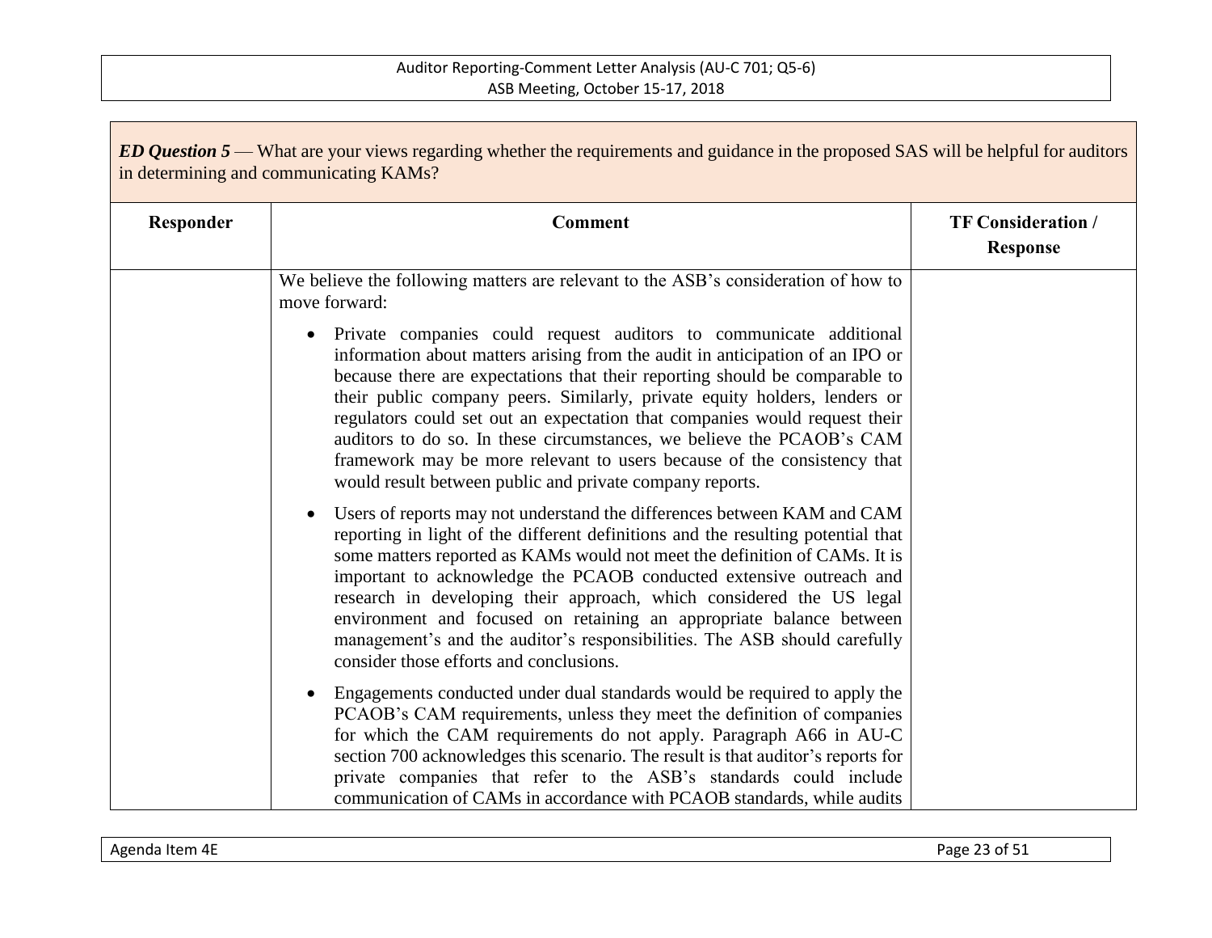***ED Question 5*** — What are your views regarding whether the requirements and guidance in the proposed SAS will be helpful for auditors in determining and communicating KAMs?

| Responder | Comment | TF Consideration / Response |
|---|---|---|
| | We believe the following matters are relevant to the ASB's consideration of how to move forward:<br><br>• Private companies could request auditors to communicate additional information about matters arising from the audit in anticipation of an IPO or because there are expectations that their reporting should be comparable to their public company peers. Similarly, private equity holders, lenders or regulators could set out an expectation that companies would request their auditors to do so. In these circumstances, we believe the PCAOB's CAM framework may be more relevant to users because of the consistency that would result between public and private company reports.<br><br>• Users of reports may not understand the differences between KAM and CAM reporting in light of the different definitions and the resulting potential that some matters reported as KAMs would not meet the definition of CAMs. It is important to acknowledge the PCAOB conducted extensive outreach and research in developing their approach, which considered the US legal environment and focused on retaining an appropriate balance between management's and the auditor's responsibilities. The ASB should carefully consider those efforts and conclusions.<br><br>• Engagements conducted under dual standards would be required to apply the PCAOB's CAM requirements, unless they meet the definition of companies for which the CAM requirements do not apply. Paragraph A66 in AU-C section 700 acknowledges this scenario. The result is that auditor's reports for private companies that refer to the ASB's standards could include communication of CAMs in accordance with PCAOB standards, while audits | |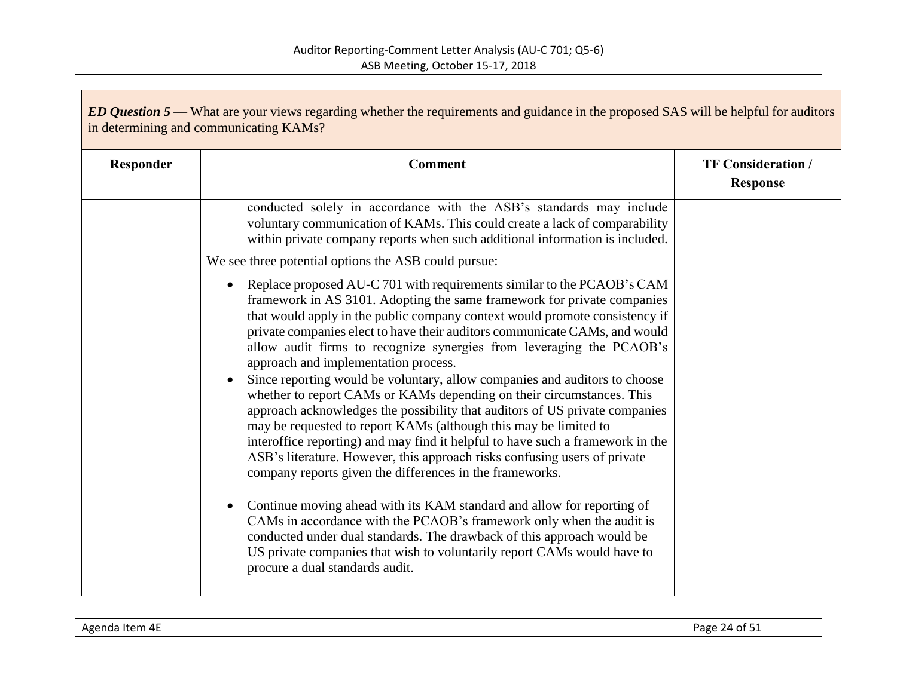***ED Question 5*** — What are your views regarding whether the requirements and guidance in the proposed SAS will be helpful for auditors in determining and communicating KAMs?

| Responder | Comment | TF Consideration / Response |
|---|---|---|
| | conducted solely in accordance with the ASB's standards may include voluntary communication of KAMs. This could create a lack of comparability within private company reports when such additional information is included.<br><br>We see three potential options the ASB could pursue:<br><br>• Replace proposed AU-C 701 with requirements similar to the PCAOB's CAM framework in AS 3101. Adopting the same framework for private companies that would apply in the public company context would promote consistency if private companies elect to have their auditors communicate CAMs, and would allow audit firms to recognize synergies from leveraging the PCAOB's approach and implementation process.<br>• Since reporting would be voluntary, allow companies and auditors to choose whether to report CAMs or KAMs depending on their circumstances. This approach acknowledges the possibility that auditors of US private companies may be requested to report KAMs (although this may be limited to interoffice reporting) and may find it helpful to have such a framework in the ASB's literature. However, this approach risks confusing users of private company reports given the differences in the frameworks.<br>• Continue moving ahead with its KAM standard and allow for reporting of CAMs in accordance with the PCAOB's framework only when the audit is conducted under dual standards. The drawback of this approach would be US private companies that wish to voluntarily report CAMs would have to procure a dual standards audit. | |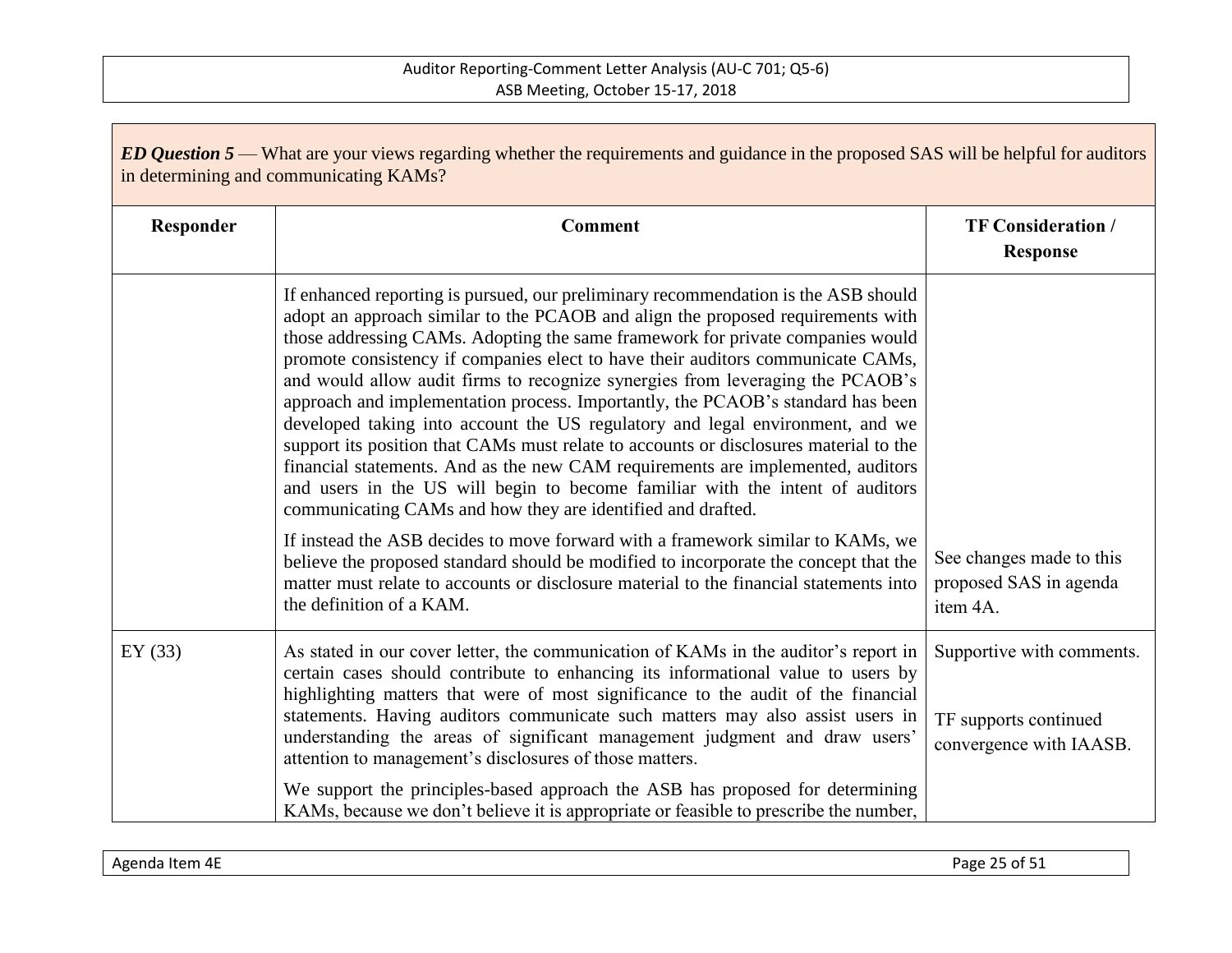***ED Question 5*** — What are your views regarding whether the requirements and guidance in the proposed SAS will be helpful for auditors in determining and communicating KAMs?

| Responder | Comment | TF Consideration / Response |
|---|---|---|
| | If enhanced reporting is pursued, our preliminary recommendation is the ASB should adopt an approach similar to the PCAOB and align the proposed requirements with those addressing CAMs. Adopting the same framework for private companies would promote consistency if companies elect to have their auditors communicate CAMs, and would allow audit firms to recognize synergies from leveraging the PCAOB's approach and implementation process. Importantly, the PCAOB's standard has been developed taking into account the US regulatory and legal environment, and we support its position that CAMs must relate to accounts or disclosures material to the financial statements. And as the new CAM requirements are implemented, auditors and users in the US will begin to become familiar with the intent of auditors communicating CAMs and how they are identified and drafted.<br><br>If instead the ASB decides to move forward with a framework similar to KAMs, we believe the proposed standard should be modified to incorporate the concept that the matter must relate to accounts or disclosure material to the financial statements into the definition of a KAM. | See changes made to this proposed SAS in agenda item 4A. |
| EY (33) | As stated in our cover letter, the communication of KAMs in the auditor's report in certain cases should contribute to enhancing its informational value to users by highlighting matters that were of most significance to the audit of the financial statements. Having auditors communicate such matters may also assist users in understanding the areas of significant management judgment and draw users' attention to management's disclosures of those matters.<br><br>We support the principles-based approach the ASB has proposed for determining KAMs, because we don't believe it is appropriate or feasible to prescribe the number, | Supportive with comments.<br><br>TF supports continued convergence with IAASB. |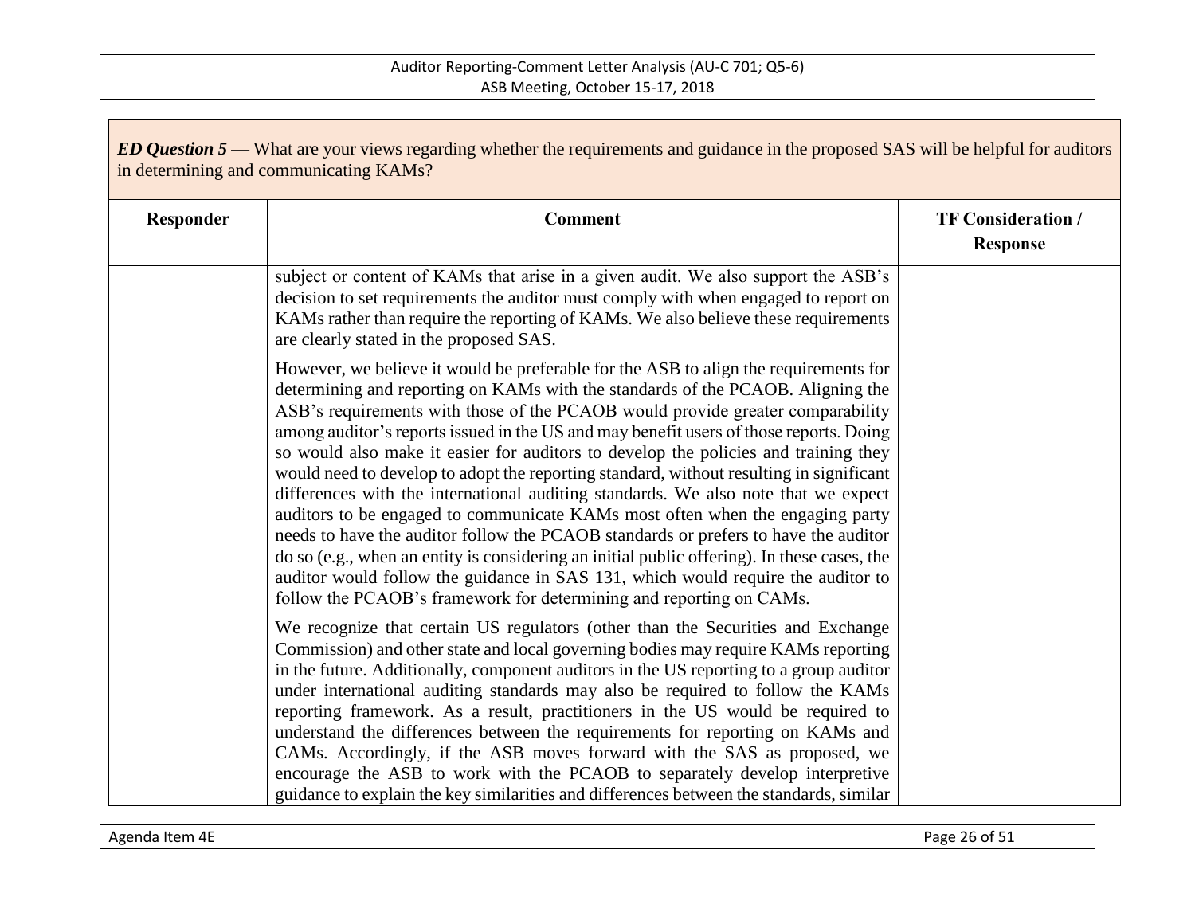***ED Question 5*** — What are your views regarding whether the requirements and guidance in the proposed SAS will be helpful for auditors in determining and communicating KAMs?

| Responder | Comment | TF Consideration / Response |
|---|---|---|
| | subject or content of KAMs that arise in a given audit. We also support the ASB's decision to set requirements the auditor must comply with when engaged to report on KAMs rather than require the reporting of KAMs. We also believe these requirements are clearly stated in the proposed SAS.<br><br>However, we believe it would be preferable for the ASB to align the requirements for determining and reporting on KAMs with the standards of the PCAOB. Aligning the ASB's requirements with those of the PCAOB would provide greater comparability among auditor's reports issued in the US and may benefit users of those reports. Doing so would also make it easier for auditors to develop the policies and training they would need to develop to adopt the reporting standard, without resulting in significant differences with the international auditing standards. We also note that we expect auditors to be engaged to communicate KAMs most often when the engaging party needs to have the auditor follow the PCAOB standards or prefers to have the auditor do so (e.g., when an entity is considering an initial public offering). In these cases, the auditor would follow the guidance in SAS 131, which would require the auditor to follow the PCAOB's framework for determining and reporting on CAMs.<br><br>We recognize that certain US regulators (other than the Securities and Exchange Commission) and other state and local governing bodies may require KAMs reporting in the future. Additionally, component auditors in the US reporting to a group auditor under international auditing standards may also be required to follow the KAMs reporting framework. As a result, practitioners in the US would be required to understand the differences between the requirements for reporting on KAMs and CAMs. Accordingly, if the ASB moves forward with the SAS as proposed, we encourage the ASB to work with the PCAOB to separately develop interpretive guidance to explain the key similarities and differences between the standards, similar | |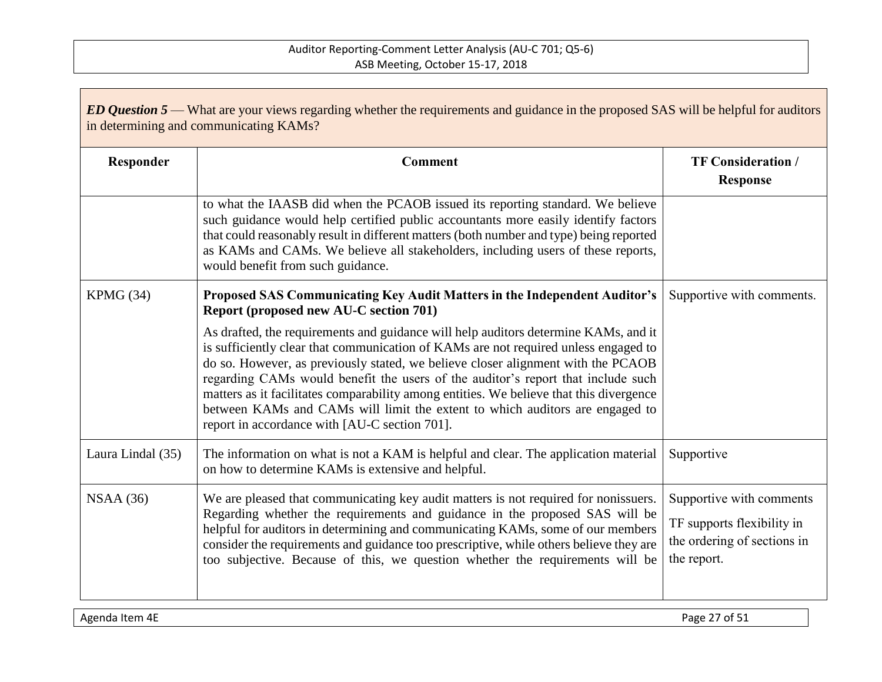*ED Question 5* — What are your views regarding whether the requirements and guidance in the proposed SAS will be helpful for auditors in determining and communicating KAMs?

| Responder | Comment | TF Consideration / Response |
|---|---|---|
| | to what the IAASB did when the PCAOB issued its reporting standard. We believe such guidance would help certified public accountants more easily identify factors that could reasonably result in different matters (both number and type) being reported as KAMs and CAMs. We believe all stakeholders, including users of these reports, would benefit from such guidance. | |
| KPMG (34) | **Proposed SAS Communicating Key Audit Matters in the Independent Auditor's Report (proposed new AU-C section 701)**<br><br>As drafted, the requirements and guidance will help auditors determine KAMs, and it is sufficiently clear that communication of KAMs are not required unless engaged to do so. However, as previously stated, we believe closer alignment with the PCAOB regarding CAMs would benefit the users of the auditor's report that include such matters as it facilitates comparability among entities. We believe that this divergence between KAMs and CAMs will limit the extent to which auditors are engaged to report in accordance with [AU-C section 701]. | Supportive with comments. |
| Laura Lindal (35) | The information on what is not a KAM is helpful and clear. The application material on how to determine KAMs is extensive and helpful. | Supportive |
| NSAA (36) | We are pleased that communicating key audit matters is not required for nonissuers. Regarding whether the requirements and guidance in the proposed SAS will be helpful for auditors in determining and communicating KAMs, some of our members consider the requirements and guidance too prescriptive, while others believe they are too subjective. Because of this, we question whether the requirements will be | Supportive with comments<br><br>TF supports flexibility in the ordering of sections in the report. |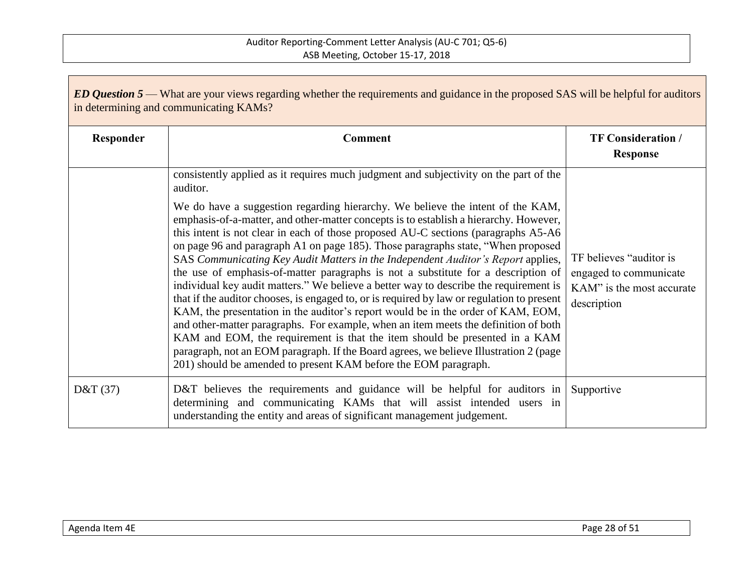| *ED Question 5* — What are your views regarding whether the requirements and guidance in the proposed SAS will be helpful for auditors in determining and communicating KAMs? | | |
|---|---|---|
| **Responder** | **Comment** | **TF Consideration / Response** |
| | consistently applied as it requires much judgment and subjectivity on the part of the auditor.<br><br>We do have a suggestion regarding hierarchy. We believe the intent of the KAM, emphasis-of-a-matter, and other-matter concepts is to establish a hierarchy. However, this intent is not clear in each of those proposed AU-C sections (paragraphs A5-A6 on page 96 and paragraph A1 on page 185). Those paragraphs state, "When proposed SAS *Communicating Key Audit Matters in the Independent Auditor's Report* applies, the use of emphasis-of-matter paragraphs is not a substitute for a description of individual key audit matters." We believe a better way to describe the requirement is that if the auditor chooses, is engaged to, or is required by law or regulation to present KAM, the presentation in the auditor's report would be in the order of KAM, EOM, and other-matter paragraphs. For example, when an item meets the definition of both KAM and EOM, the requirement is that the item should be presented in a KAM paragraph, not an EOM paragraph. If the Board agrees, we believe Illustration 2 (page 201) should be amended to present KAM before the EOM paragraph. | TF believes "auditor is engaged to communicate KAM" is the most accurate description |
| D&T (37) | D&T believes the requirements and guidance will be helpful for auditors in determining and communicating KAMs that will assist intended users in understanding the entity and areas of significant management judgement. | Supportive |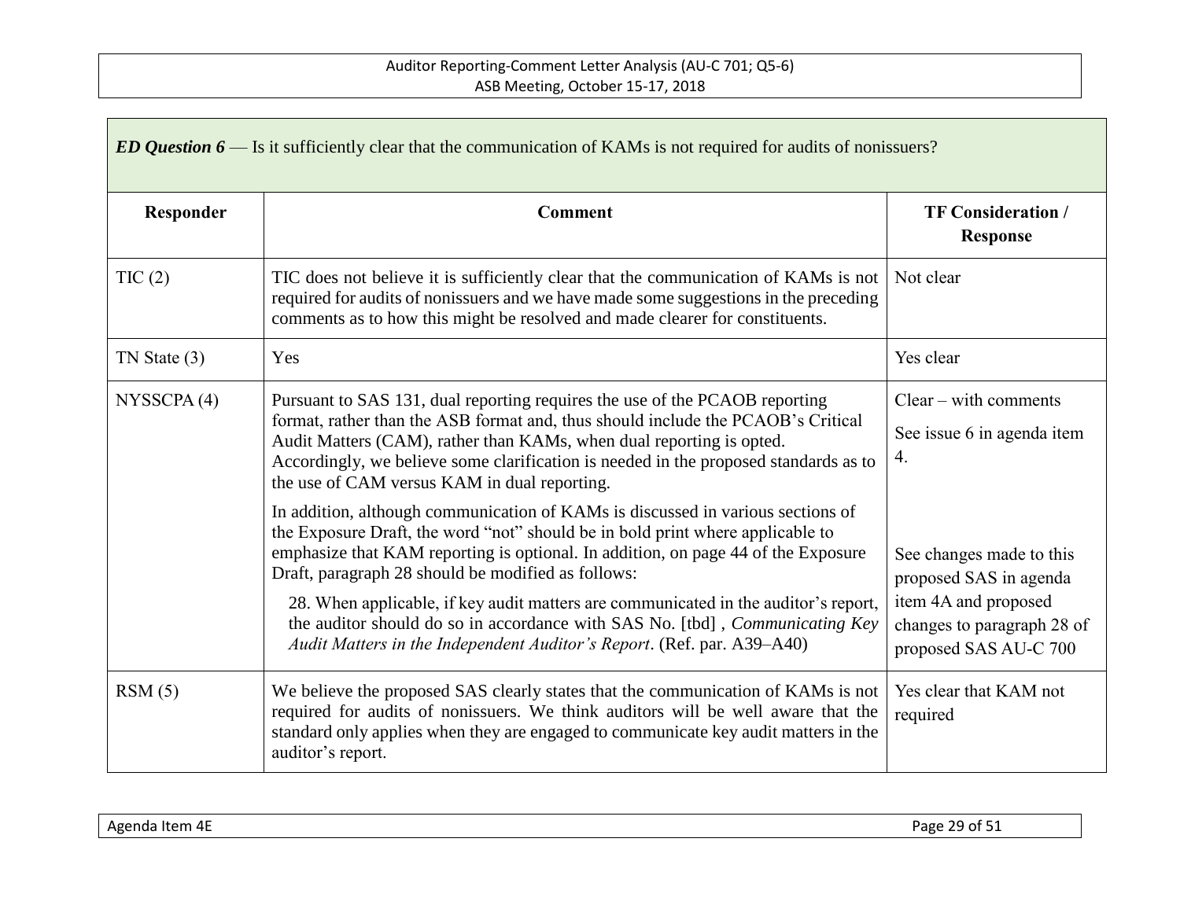***ED Question 6*** — Is it sufficiently clear that the communication of KAMs is not required for audits of nonissuers?

| Responder | Comment | TF Consideration / Response |
|---|---|---|
| TIC (2) | TIC does not believe it is sufficiently clear that the communication of KAMs is not required for audits of nonissuers and we have made some suggestions in the preceding comments as to how this might be resolved and made clearer for constituents. | Not clear |
| TN State (3) | Yes | Yes clear |
| NYSSCPA (4) | Pursuant to SAS 131, dual reporting requires the use of the PCAOB reporting format, rather than the ASB format and, thus should include the PCAOB's Critical Audit Matters (CAM), rather than KAMs, when dual reporting is opted. Accordingly, we believe some clarification is needed in the proposed standards as to the use of CAM versus KAM in dual reporting.<br><br>In addition, although communication of KAMs is discussed in various sections of the Exposure Draft, the word "not" should be in bold print where applicable to emphasize that KAM reporting is optional. In addition, on page 44 of the Exposure Draft, paragraph 28 should be modified as follows:<br><br>28. When applicable, if key audit matters are communicated in the auditor's report, the auditor should do so in accordance with SAS No. [tbd] , *Communicating Key Audit Matters in the Independent Auditor's Report*. (Ref. par. A39–A40) | Clear – with comments<br><br>See issue 6 in agenda item 4.<br><br>See changes made to this proposed SAS in agenda item 4A and proposed changes to paragraph 28 of proposed SAS AU-C 700 |
| RSM (5) | We believe the proposed SAS clearly states that the communication of KAMs is not required for audits of nonissuers. We think auditors will be well aware that the standard only applies when they are engaged to communicate key audit matters in the auditor's report. | Yes clear that KAM not required |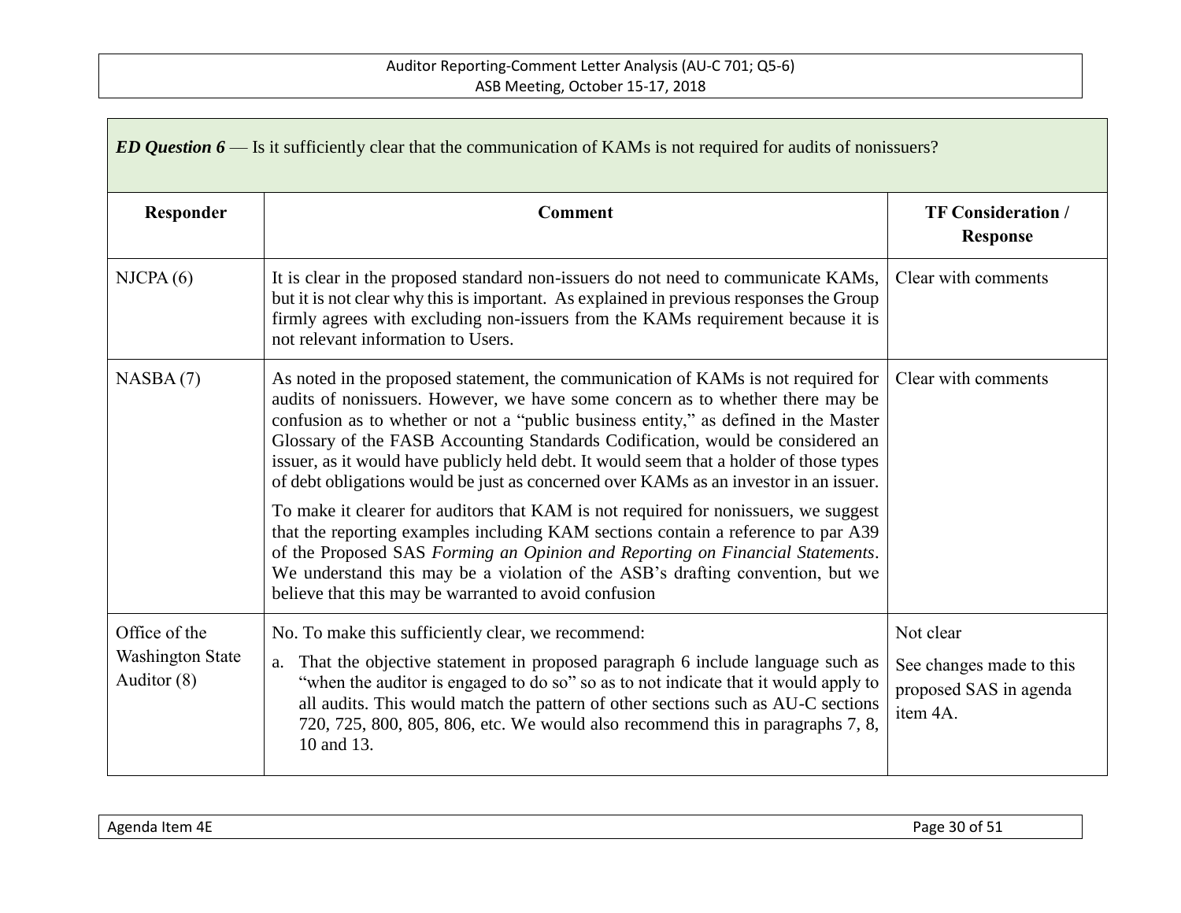***ED Question 6*** — Is it sufficiently clear that the communication of KAMs is not required for audits of nonissuers?

| Responder | Comment | TF Consideration / Response |
|---|---|---|
| NJCPA (6) | It is clear in the proposed standard non-issuers do not need to communicate KAMs, but it is not clear why this is important. As explained in previous responses the Group firmly agrees with excluding non-issuers from the KAMs requirement because it is not relevant information to Users. | Clear with comments |
| NASBA (7) | As noted in the proposed statement, the communication of KAMs is not required for audits of nonissuers. However, we have some concern as to whether there may be confusion as to whether or not a "public business entity," as defined in the Master Glossary of the FASB Accounting Standards Codification, would be considered an issuer, as it would have publicly held debt. It would seem that a holder of those types of debt obligations would be just as concerned over KAMs as an investor in an issuer.<br><br>To make it clearer for auditors that KAM is not required for nonissuers, we suggest that the reporting examples including KAM sections contain a reference to par A39 of the Proposed SAS *Forming an Opinion and Reporting on Financial Statements*. We understand this may be a violation of the ASB's drafting convention, but we believe that this may be warranted to avoid confusion | Clear with comments |
| Office of the Washington State Auditor (8) | No. To make this sufficiently clear, we recommend:<br><br>a. That the objective statement in proposed paragraph 6 include language such as "when the auditor is engaged to do so" so as to not indicate that it would apply to all audits. This would match the pattern of other sections such as AU-C sections 720, 725, 800, 805, 806, etc. We would also recommend this in paragraphs 7, 8, 10 and 13. | Not clear<br><br>See changes made to this proposed SAS in agenda item 4A. |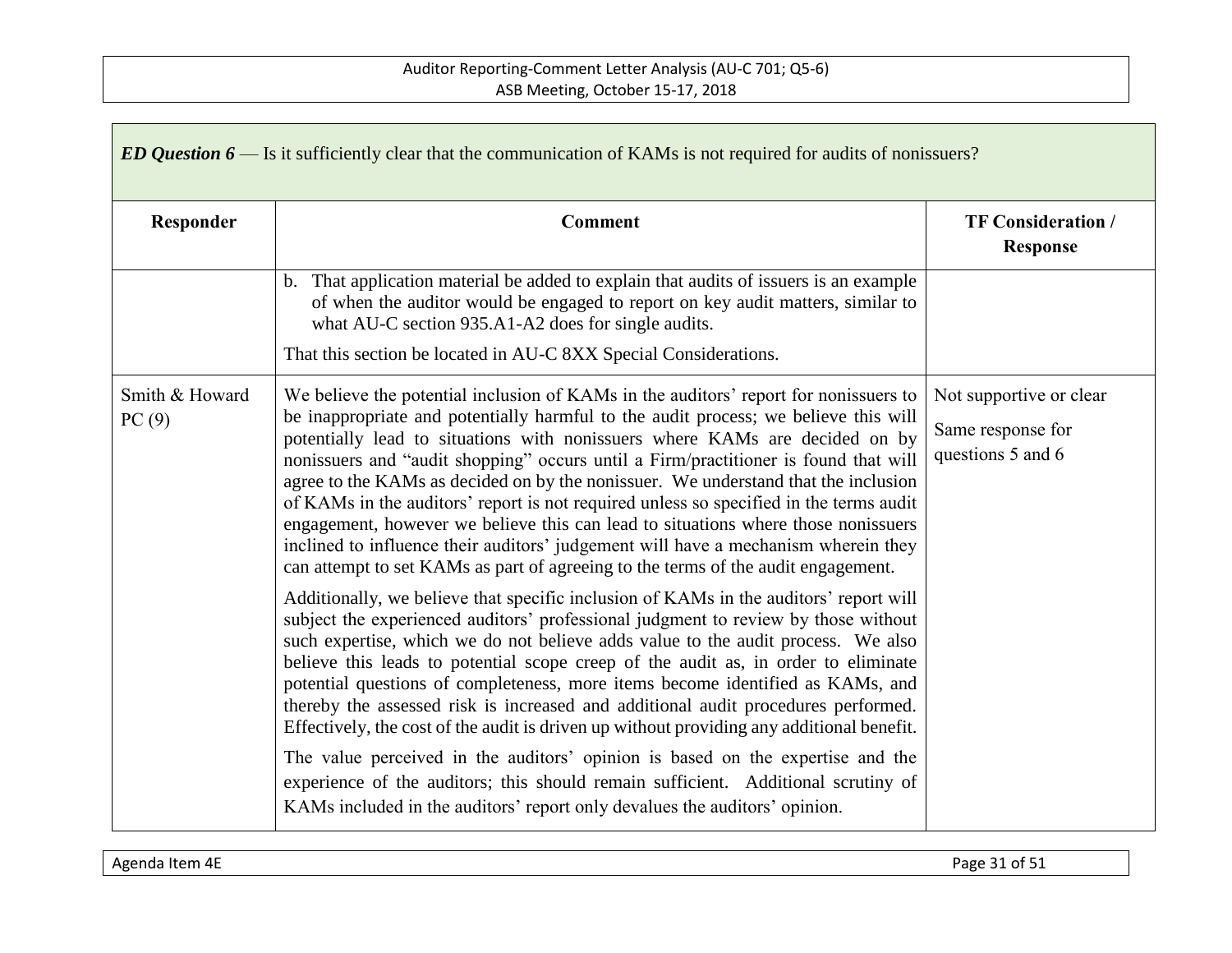**ED Question 6** — Is it sufficiently clear that the communication of KAMs is not required for audits of nonissuers?

| Responder | Comment | TF Consideration / Response |
|---|---|---|
| | b. That application material be added to explain that audits of issuers is an example of when the auditor would be engaged to report on key audit matters, similar to what AU-C section 935.A1-A2 does for single audits.<br><br>That this section be located in AU-C 8XX Special Considerations. | |
| Smith & Howard PC (9) | We believe the potential inclusion of KAMs in the auditors' report for nonissuers to be inappropriate and potentially harmful to the audit process; we believe this will potentially lead to situations with nonissuers where KAMs are decided on by nonissuers and "audit shopping" occurs until a Firm/practitioner is found that will agree to the KAMs as decided on by the nonissuer. We understand that the inclusion of KAMs in the auditors' report is not required unless so specified in the terms audit engagement, however we believe this can lead to situations where those nonissuers inclined to influence their auditors' judgement will have a mechanism wherein they can attempt to set KAMs as part of agreeing to the terms of the audit engagement.<br><br>Additionally, we believe that specific inclusion of KAMs in the auditors' report will subject the experienced auditors' professional judgment to review by those without such expertise, which we do not believe adds value to the audit process. We also believe this leads to potential scope creep of the audit as, in order to eliminate potential questions of completeness, more items become identified as KAMs, and thereby the assessed risk is increased and additional audit procedures performed. Effectively, the cost of the audit is driven up without providing any additional benefit.<br><br>The value perceived in the auditors' opinion is based on the expertise and the experience of the auditors; this should remain sufficient. Additional scrutiny of KAMs included in the auditors' report only devalues the auditors' opinion. | Not supportive or clear<br><br>Same response for questions 5 and 6 |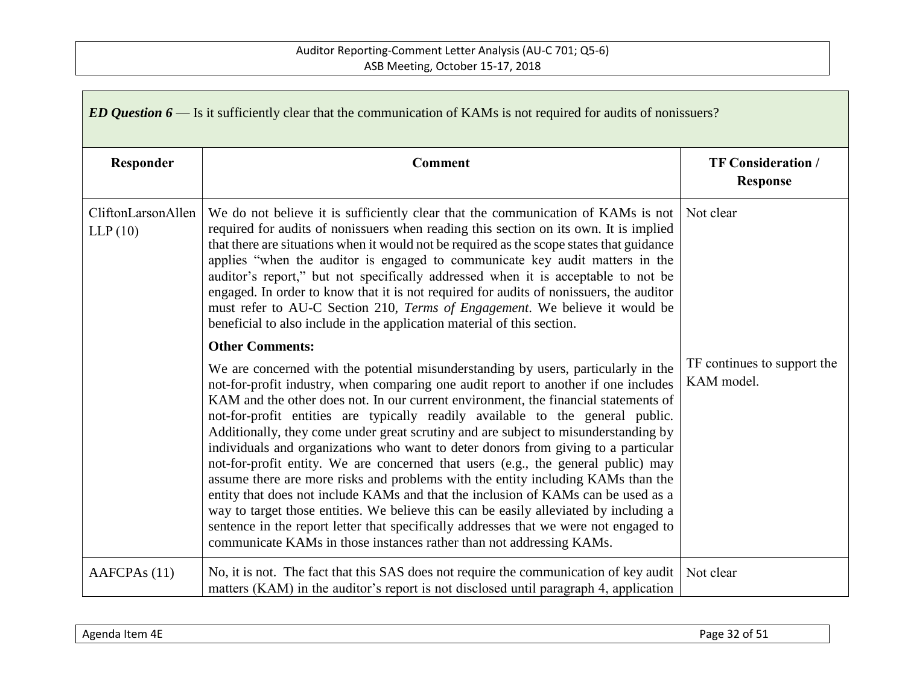| *ED Question 6* — Is it sufficiently clear that the communication of KAMs is not required for audits of nonissuers? | | |
|---|---|---|
| **Responder** | **Comment** | **TF Consideration / Response** |
| CliftonLarsonAllen LLP (10) | We do not believe it is sufficiently clear that the communication of KAMs is not required for audits of nonissuers when reading this section on its own. It is implied that there are situations when it would not be required as the scope states that guidance applies "when the auditor is engaged to communicate key audit matters in the auditor's report," but not specifically addressed when it is acceptable to not be engaged. In order to know that it is not required for audits of nonissuers, the auditor must refer to AU-C Section 210, *Terms of Engagement*. We believe it would be beneficial to also include in the application material of this section. | Not clear |
| | **Other Comments:**<br><br>We are concerned with the potential misunderstanding by users, particularly in the not-for-profit industry, when comparing one audit report to another if one includes KAM and the other does not. In our current environment, the financial statements of not-for-profit entities are typically readily available to the general public. Additionally, they come under great scrutiny and are subject to misunderstanding by individuals and organizations who want to deter donors from giving to a particular not-for-profit entity. We are concerned that users (e.g., the general public) may assume there are more risks and problems with the entity including KAMs than the entity that does not include KAMs and that the inclusion of KAMs can be used as a way to target those entities. We believe this can be easily alleviated by including a sentence in the report letter that specifically addresses that we were not engaged to communicate KAMs in those instances rather than not addressing KAMs. | TF continues to support the KAM model. |
| AAFCPAs (11) | No, it is not. The fact that this SAS does not require the communication of key audit matters (KAM) in the auditor's report is not disclosed until paragraph 4, application | Not clear |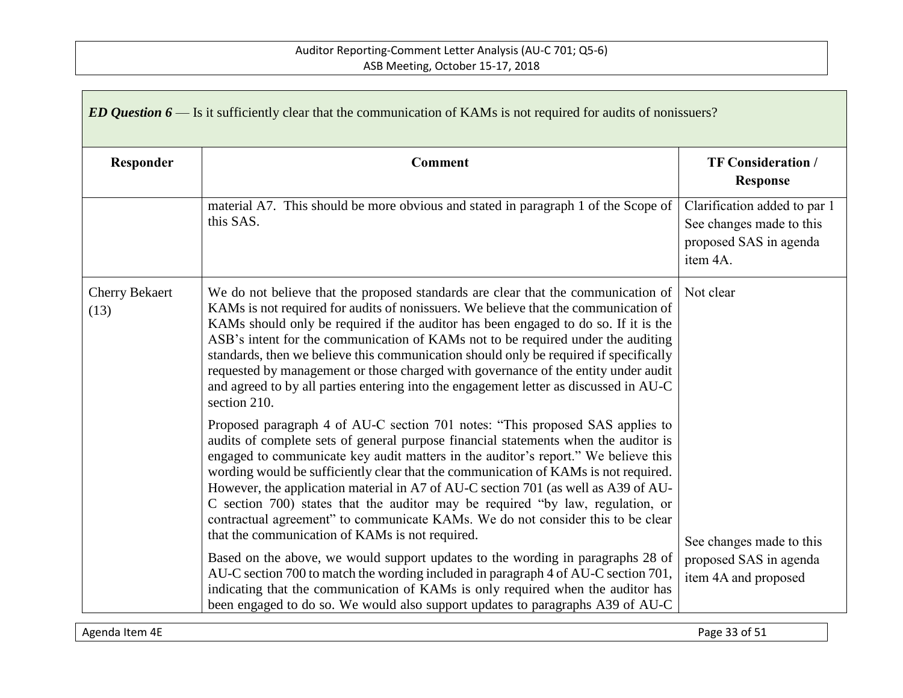| *ED Question 6* — Is it sufficiently clear that the communication of KAMs is not required for audits of nonissuers? | | |
|---|---|---|
| **Responder** | **Comment** | **TF Consideration / Response** |
| | material A7. This should be more obvious and stated in paragraph 1 of the Scope of this SAS. | Clarification added to par 1 See changes made to this proposed SAS in agenda item 4A. |
| Cherry Bekaert (13) | We do not believe that the proposed standards are clear that the communication of KAMs is not required for audits of nonissuers. We believe that the communication of KAMs should only be required if the auditor has been engaged to do so. If it is the ASB's intent for the communication of KAMs not to be required under the auditing standards, then we believe this communication should only be required if specifically requested by management or those charged with governance of the entity under audit and agreed to by all parties entering into the engagement letter as discussed in AU-C section 210.<br><br>Proposed paragraph 4 of AU-C section 701 notes: "This proposed SAS applies to audits of complete sets of general purpose financial statements when the auditor is engaged to communicate key audit matters in the auditor's report." We believe this wording would be sufficiently clear that the communication of KAMs is not required. However, the application material in A7 of AU-C section 701 (as well as A39 of AU-C section 700) states that the auditor may be required "by law, regulation, or contractual agreement" to communicate KAMs. We do not consider this to be clear that the communication of KAMs is not required.<br><br>Based on the above, we would support updates to the wording in paragraphs 28 of AU-C section 700 to match the wording included in paragraph 4 of AU-C section 701, indicating that the communication of KAMs is only required when the auditor has been engaged to do so. We would also support updates to paragraphs A39 of AU-C | Not clear<br><br>See changes made to this proposed SAS in agenda item 4A and proposed |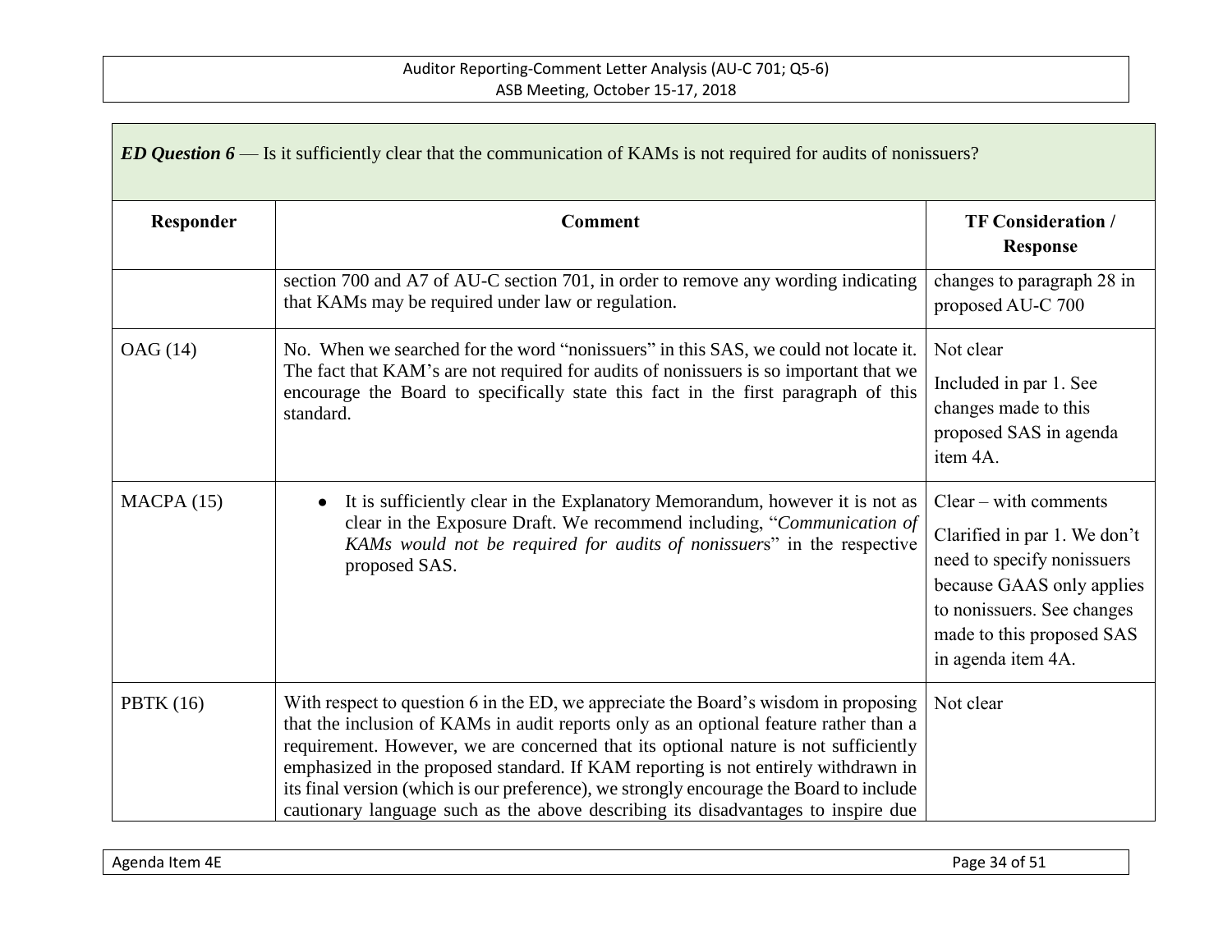***ED Question 6*** — Is it sufficiently clear that the communication of KAMs is not required for audits of nonissuers?

| Responder | Comment | TF Consideration / Response |
|---|---|---|
| | section 700 and A7 of AU-C section 701, in order to remove any wording indicating that KAMs may be required under law or regulation. | changes to paragraph 28 in proposed AU-C 700 |
| OAG (14) | No. When we searched for the word "nonissuers" in this SAS, we could not locate it. The fact that KAM's are not required for audits of nonissuers is so important that we encourage the Board to specifically state this fact in the first paragraph of this standard. | Not clear<br><br>Included in par 1. See changes made to this proposed SAS in agenda item 4A. |
| MACPA (15) | • It is sufficiently clear in the Explanatory Memorandum, however it is not as clear in the Exposure Draft. We recommend including, "*Communication of KAMs would not be required for audits of nonissuers*" in the respective proposed SAS. | Clear – with comments<br><br>Clarified in par 1. We don't need to specify nonissuers because GAAS only applies to nonissuers. See changes made to this proposed SAS in agenda item 4A. |
| PBTK (16) | With respect to question 6 in the ED, we appreciate the Board's wisdom in proposing that the inclusion of KAMs in audit reports only as an optional feature rather than a requirement. However, we are concerned that its optional nature is not sufficiently emphasized in the proposed standard. If KAM reporting is not entirely withdrawn in its final version (which is our preference), we strongly encourage the Board to include cautionary language such as the above describing its disadvantages to inspire due | Not clear |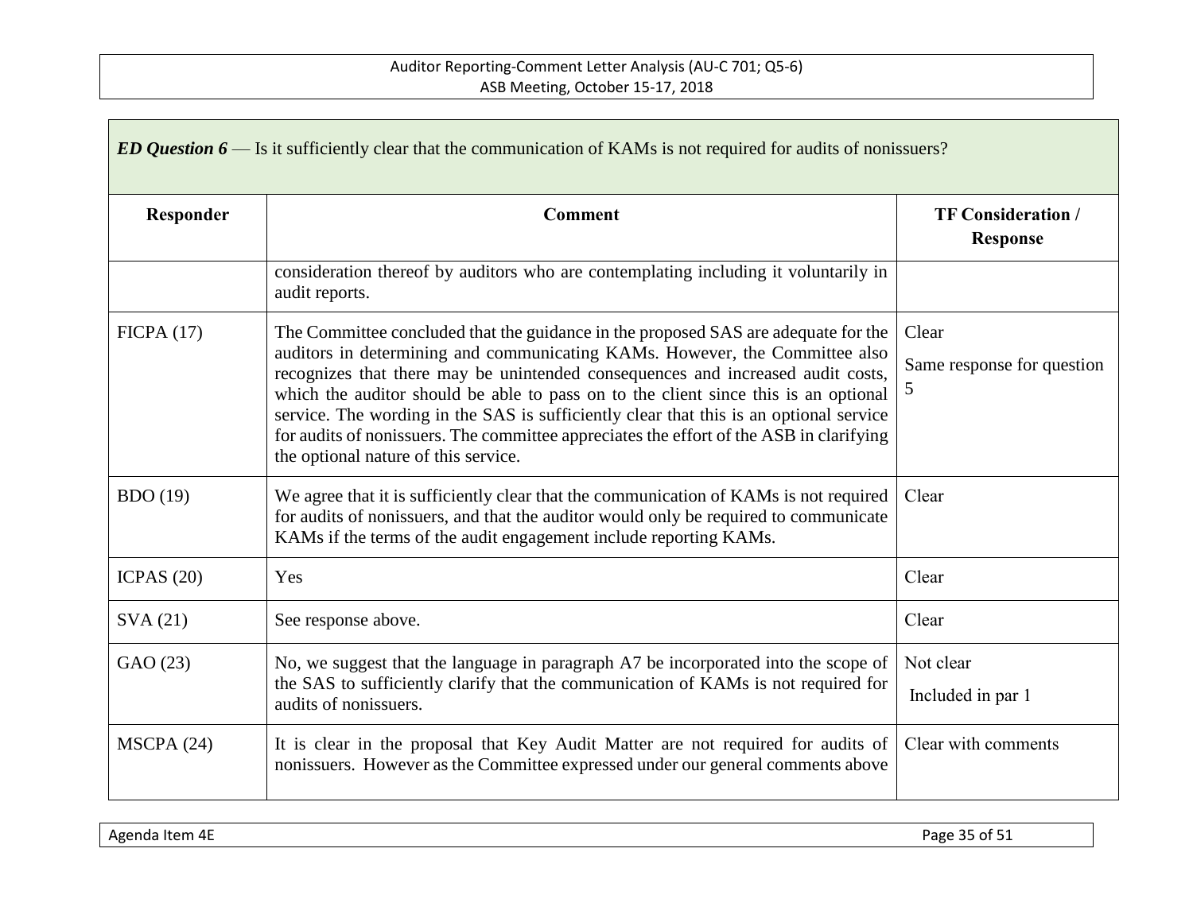***ED Question 6*** — Is it sufficiently clear that the communication of KAMs is not required for audits of nonissuers?

| Responder | Comment | TF Consideration / Response |
|---|---|---|
| | consideration thereof by auditors who are contemplating including it voluntarily in audit reports. | |
| FICPA (17) | The Committee concluded that the guidance in the proposed SAS are adequate for the auditors in determining and communicating KAMs. However, the Committee also recognizes that there may be unintended consequences and increased audit costs, which the auditor should be able to pass on to the client since this is an optional service. The wording in the SAS is sufficiently clear that this is an optional service for audits of nonissuers. The committee appreciates the effort of the ASB in clarifying the optional nature of this service. | Clear<br><br>Same response for question 5 |
| BDO (19) | We agree that it is sufficiently clear that the communication of KAMs is not required for audits of nonissuers, and that the auditor would only be required to communicate KAMs if the terms of the audit engagement include reporting KAMs. | Clear |
| ICPAS (20) | Yes | Clear |
| SVA (21) | See response above. | Clear |
| GAO (23) | No, we suggest that the language in paragraph A7 be incorporated into the scope of the SAS to sufficiently clarify that the communication of KAMs is not required for audits of nonissuers. | Not clear<br><br>Included in par 1 |
| MSCPA (24) | It is clear in the proposal that Key Audit Matter are not required for audits of nonissuers. However as the Committee expressed under our general comments above | Clear with comments |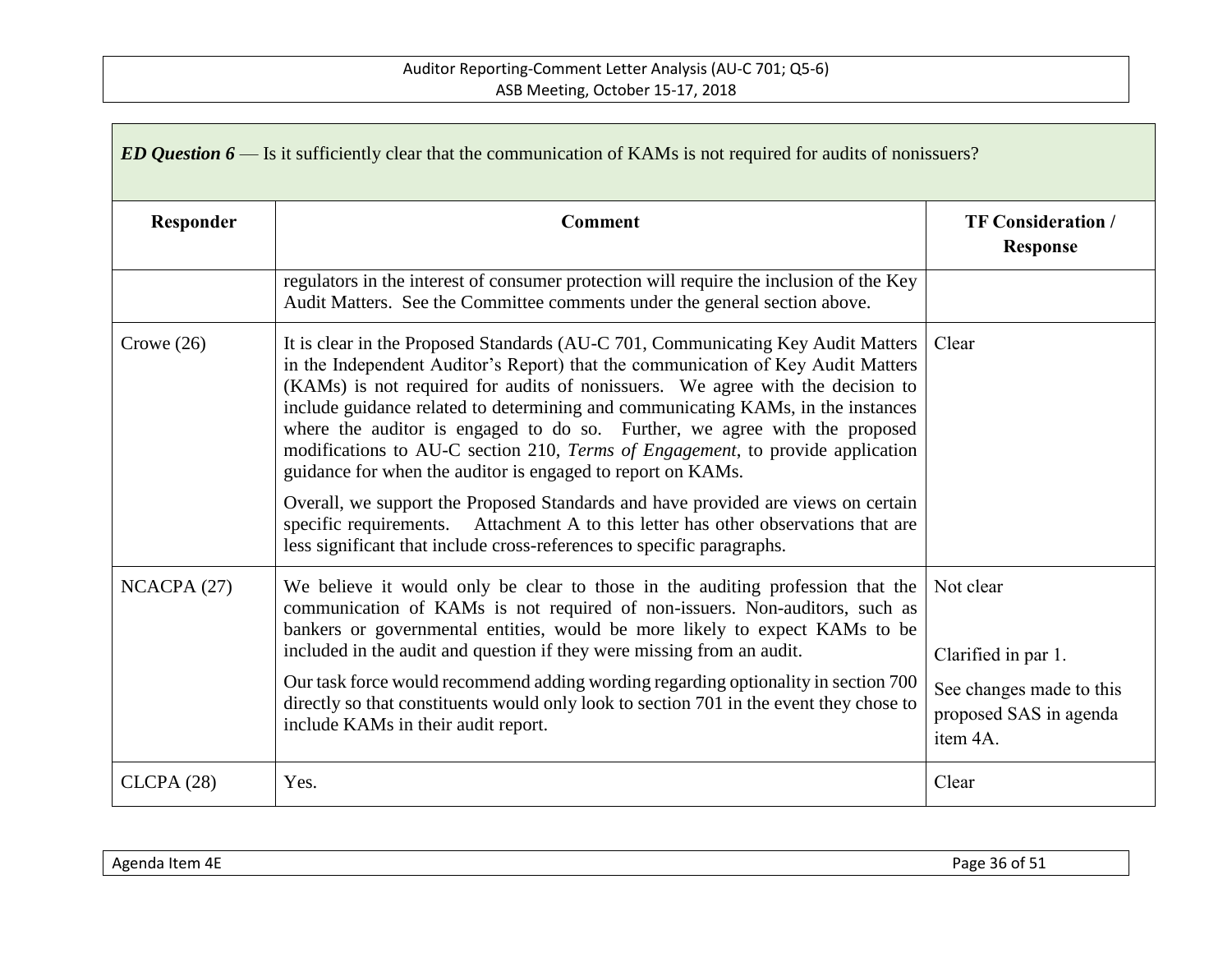***ED Question 6*** — Is it sufficiently clear that the communication of KAMs is not required for audits of nonissuers?

| Responder | Comment | TF Consideration / Response |
|---|---|---|
| | regulators in the interest of consumer protection will require the inclusion of the Key Audit Matters. See the Committee comments under the general section above. | |
| Crowe (26) | It is clear in the Proposed Standards (AU-C 701, Communicating Key Audit Matters in the Independent Auditor's Report) that the communication of Key Audit Matters (KAMs) is not required for audits of nonissuers. We agree with the decision to include guidance related to determining and communicating KAMs, in the instances where the auditor is engaged to do so. Further, we agree with the proposed modifications to AU-C section 210, *Terms of Engagement*, to provide application guidance for when the auditor is engaged to report on KAMs.<br><br>Overall, we support the Proposed Standards and have provided are views on certain specific requirements. Attachment A to this letter has other observations that are less significant that include cross-references to specific paragraphs. | Clear |
| NCACPA (27) | We believe it would only be clear to those in the auditing profession that the communication of KAMs is not required of non-issuers. Non-auditors, such as bankers or governmental entities, would be more likely to expect KAMs to be included in the audit and question if they were missing from an audit.<br><br>Our task force would recommend adding wording regarding optionality in section 700 directly so that constituents would only look to section 701 in the event they chose to include KAMs in their audit report. | Not clear<br><br>Clarified in par 1.<br><br>See changes made to this proposed SAS in agenda item 4A. |
| CLCPA (28) | Yes. | Clear |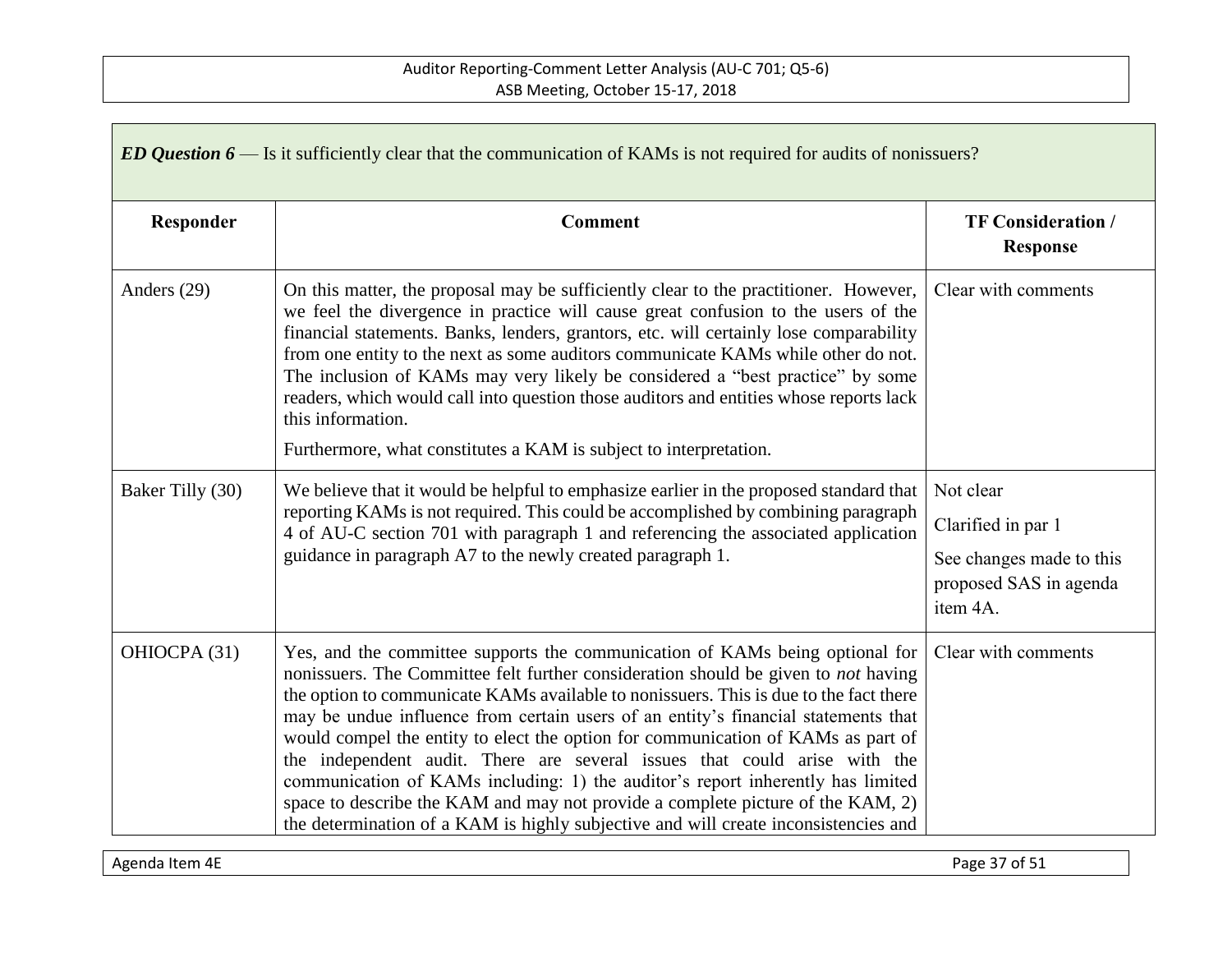| *ED Question 6* — Is it sufficiently clear that the communication of KAMs is not required for audits of nonissuers? | | |
|---|---|---|
| **Responder** | **Comment** | **TF Consideration / Response** |
| Anders (29) | On this matter, the proposal may be sufficiently clear to the practitioner. However, we feel the divergence in practice will cause great confusion to the users of the financial statements. Banks, lenders, grantors, etc. will certainly lose comparability from one entity to the next as some auditors communicate KAMs while other do not. The inclusion of KAMs may very likely be considered a "best practice" by some readers, which would call into question those auditors and entities whose reports lack this information.<br><br>Furthermore, what constitutes a KAM is subject to interpretation. | Clear with comments |
| Baker Tilly (30) | We believe that it would be helpful to emphasize earlier in the proposed standard that reporting KAMs is not required. This could be accomplished by combining paragraph 4 of AU-C section 701 with paragraph 1 and referencing the associated application guidance in paragraph A7 to the newly created paragraph 1. | Not clear<br><br>Clarified in par 1<br><br>See changes made to this proposed SAS in agenda item 4A. |
| OHIOCPA (31) | Yes, and the committee supports the communication of KAMs being optional for nonissuers. The Committee felt further consideration should be given to *not* having the option to communicate KAMs available to nonissuers. This is due to the fact there may be undue influence from certain users of an entity's financial statements that would compel the entity to elect the option for communication of KAMs as part of the independent audit. There are several issues that could arise with the communication of KAMs including: 1) the auditor's report inherently has limited space to describe the KAM and may not provide a complete picture of the KAM, 2) the determination of a KAM is highly subjective and will create inconsistencies and | Clear with comments |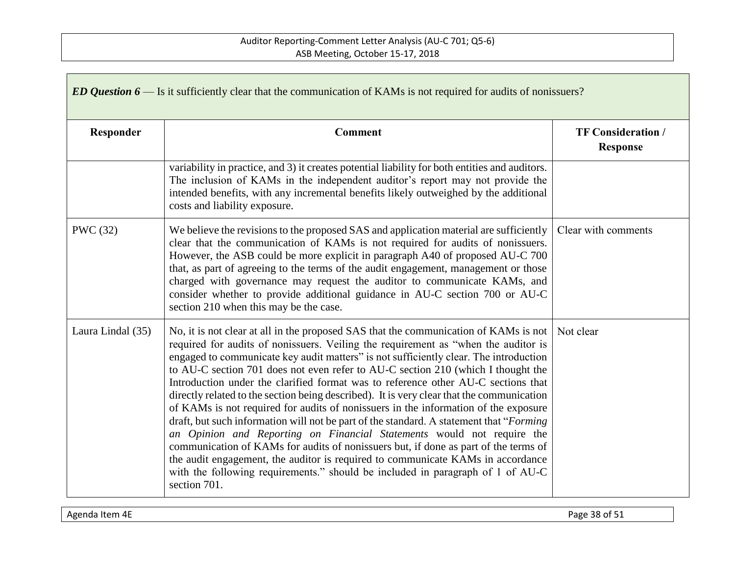| *ED Question 6* — Is it sufficiently clear that the communication of KAMs is not required for audits of nonissuers? | | |
|---|---|---|
| **Responder** | **Comment** | **TF Consideration / Response** |
| | variability in practice, and 3) it creates potential liability for both entities and auditors. The inclusion of KAMs in the independent auditor's report may not provide the intended benefits, with any incremental benefits likely outweighed by the additional costs and liability exposure. | |
| PWC (32) | We believe the revisions to the proposed SAS and application material are sufficiently clear that the communication of KAMs is not required for audits of nonissuers. However, the ASB could be more explicit in paragraph A40 of proposed AU-C 700 that, as part of agreeing to the terms of the audit engagement, management or those charged with governance may request the auditor to communicate KAMs, and consider whether to provide additional guidance in AU-C section 700 or AU-C section 210 when this may be the case. | Clear with comments |
| Laura Lindal (35) | No, it is not clear at all in the proposed SAS that the communication of KAMs is not required for audits of nonissuers. Veiling the requirement as "when the auditor is engaged to communicate key audit matters" is not sufficiently clear. The introduction to AU-C section 701 does not even refer to AU-C section 210 (which I thought the Introduction under the clarified format was to reference other AU-C sections that directly related to the section being described). It is very clear that the communication of KAMs is not required for audits of nonissuers in the information of the exposure draft, but such information will not be part of the standard. A statement that "*Forming an Opinion and Reporting on Financial Statements* would not require the communication of KAMs for audits of nonissuers but, if done as part of the terms of the audit engagement, the auditor is required to communicate KAMs in accordance with the following requirements." should be included in paragraph of 1 of AU-C section 701. | Not clear |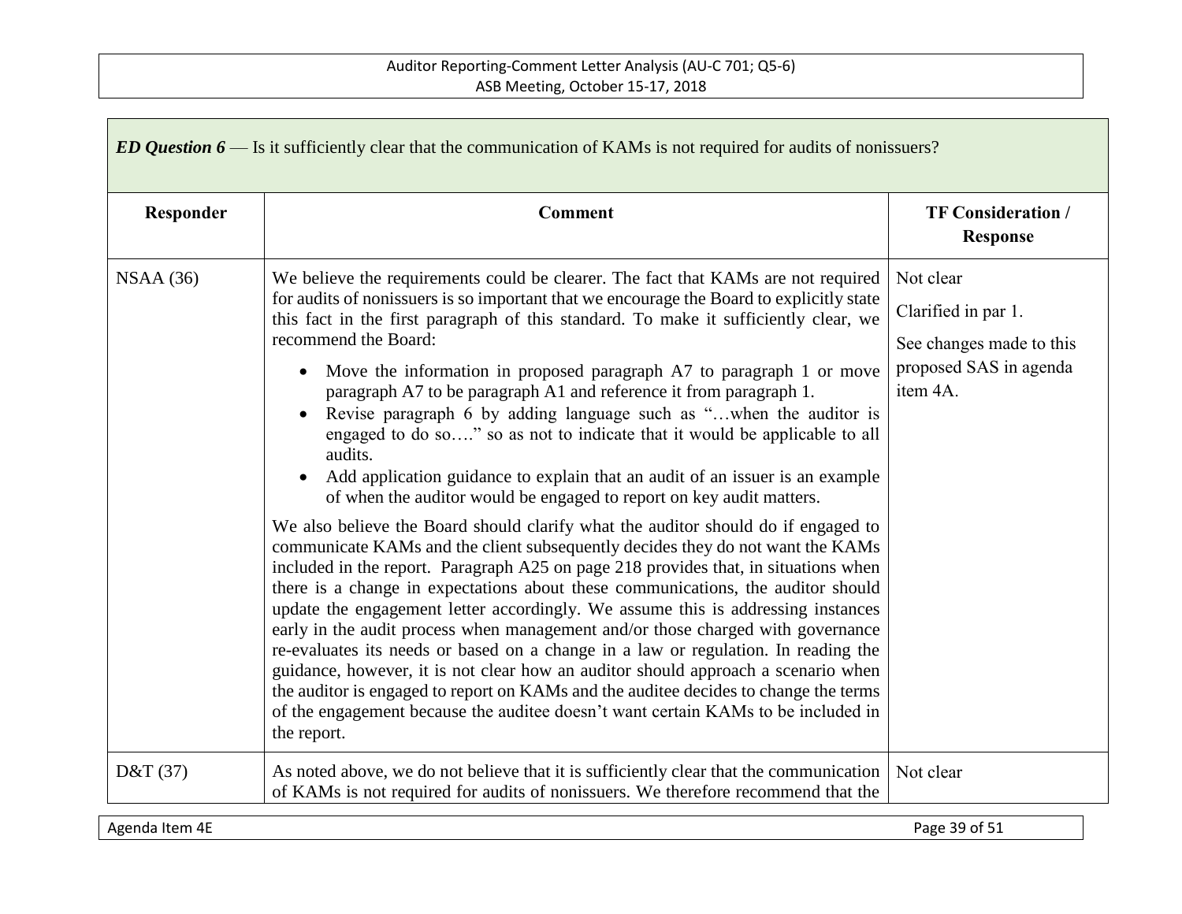***ED Question 6*** — Is it sufficiently clear that the communication of KAMs is not required for audits of nonissuers?

| Responder | Comment | TF Consideration / Response |
| --- | --- | --- |
| NSAA (36) | We believe the requirements could be clearer. The fact that KAMs are not required for audits of nonissuers is so important that we encourage the Board to explicitly state this fact in the first paragraph of this standard. To make it sufficiently clear, we recommend the Board:<br>• Move the information in proposed paragraph A7 to paragraph 1 or move paragraph A7 to be paragraph A1 and reference it from paragraph 1.<br>• Revise paragraph 6 by adding language such as "…when the auditor is engaged to do so…." so as not to indicate that it would be applicable to all audits.<br>• Add application guidance to explain that an audit of an issuer is an example of when the auditor would be engaged to report on key audit matters.<br><br>We also believe the Board should clarify what the auditor should do if engaged to communicate KAMs and the client subsequently decides they do not want the KAMs included in the report. Paragraph A25 on page 218 provides that, in situations when there is a change in expectations about these communications, the auditor should update the engagement letter accordingly. We assume this is addressing instances early in the audit process when management and/or those charged with governance re-evaluates its needs or based on a change in a law or regulation. In reading the guidance, however, it is not clear how an auditor should approach a scenario when the auditor is engaged to report on KAMs and the auditee decides to change the terms of the engagement because the auditee doesn't want certain KAMs to be included in the report. | Not clear<br><br>Clarified in par 1.<br><br>See changes made to this proposed SAS in agenda item 4A. |
| D&T (37) | As noted above, we do not believe that it is sufficiently clear that the communication of KAMs is not required for audits of nonissuers. We therefore recommend that the | Not clear |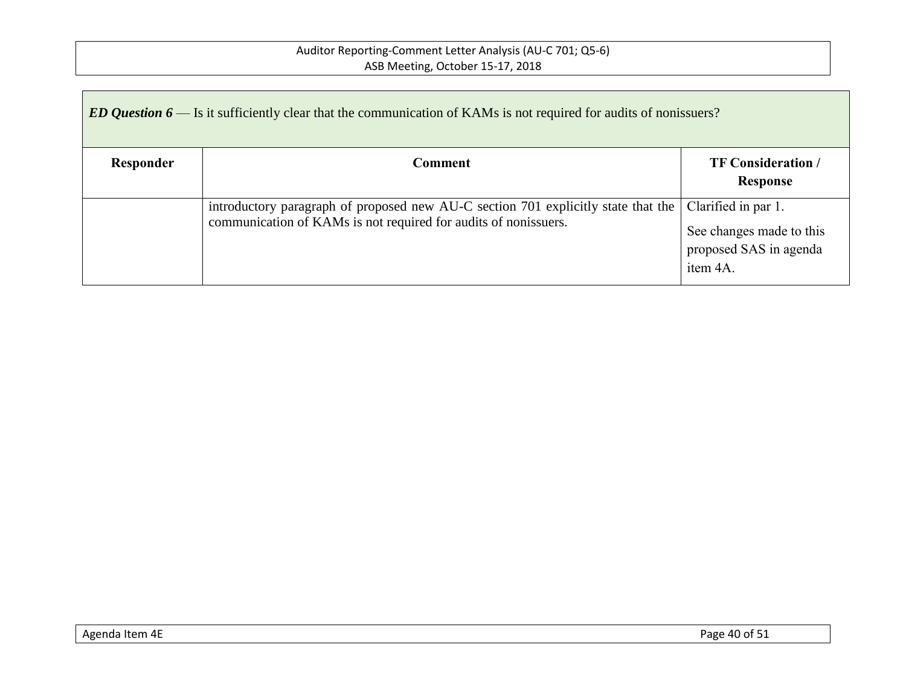| ***ED Question 6*** — Is it sufficiently clear that the communication of KAMs is not required for audits of nonissuers? | | |
|---|---|---|
| **Responder** | **Comment** | **TF Consideration / Response** |
| | introductory paragraph of proposed new AU-C section 701 explicitly state that the communication of KAMs is not required for audits of nonissuers. | Clarified in par 1.<br><br>See changes made to this proposed SAS in agenda item 4A. |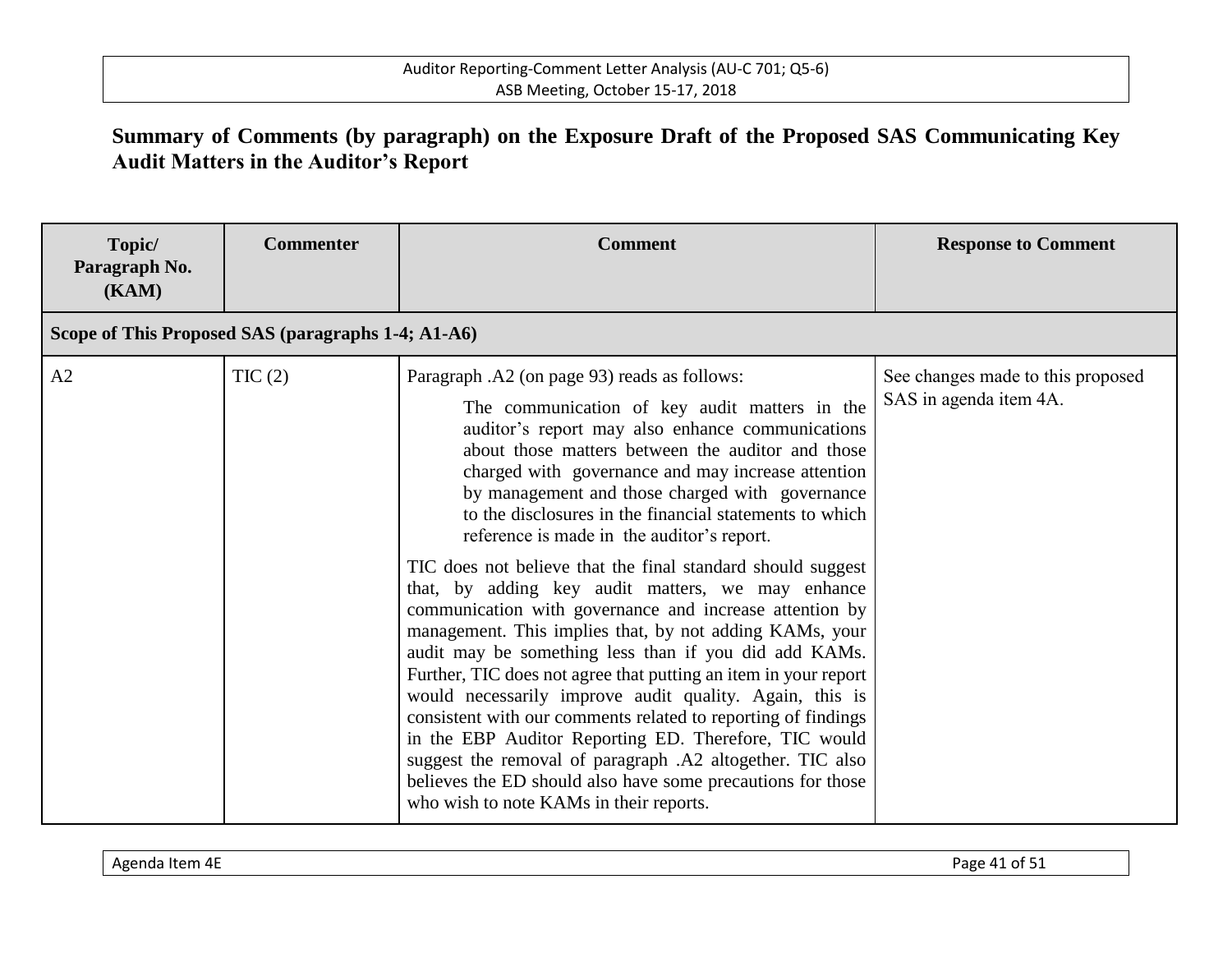## Summary of Comments (by paragraph) on the Exposure Draft of the Proposed SAS Communicating Key Audit Matters in the Auditor's Report

| Topic/ Paragraph No. (KAM) | Commenter | Comment | Response to Comment |
|---|---|---|---|
| **Scope of This Proposed SAS (paragraphs 1-4; A1-A6)** | | | |
| A2 | TIC (2) | Paragraph .A2 (on page 93) reads as follows:<br><br>The communication of key audit matters in the auditor's report may also enhance communications about those matters between the auditor and those charged with governance and may increase attention by management and those charged with governance to the disclosures in the financial statements to which reference is made in the auditor's report.<br><br>TIC does not believe that the final standard should suggest that, by adding key audit matters, we may enhance communication with governance and increase attention by management. This implies that, by not adding KAMs, your audit may be something less than if you did add KAMs. Further, TIC does not agree that putting an item in your report would necessarily improve audit quality. Again, this is consistent with our comments related to reporting of findings in the EBP Auditor Reporting ED. Therefore, TIC would suggest the removal of paragraph .A2 altogether. TIC also believes the ED should also have some precautions for those who wish to note KAMs in their reports. | See changes made to this proposed SAS in agenda item 4A. |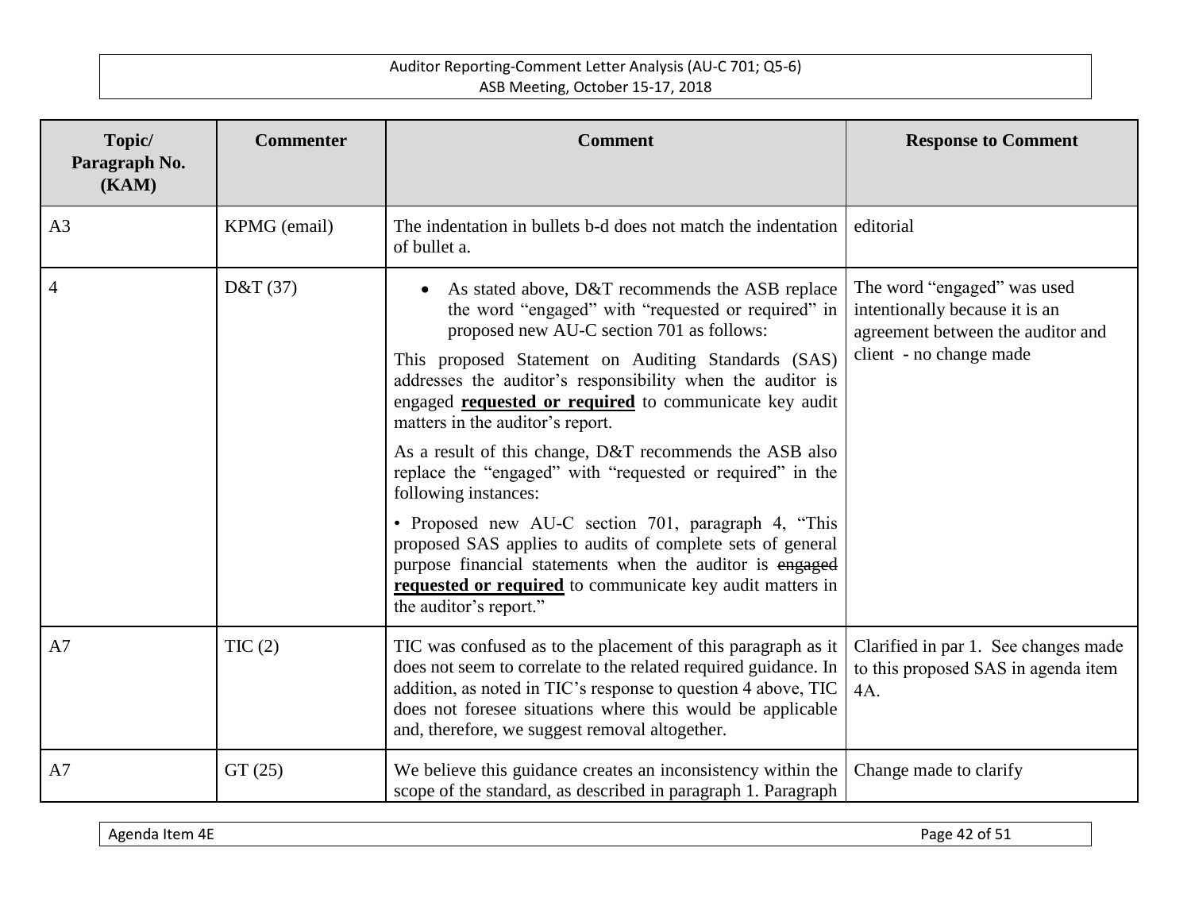| Topic/ Paragraph No. (KAM) | Commenter | Comment | Response to Comment |
|---|---|---|---|
| A3 | KPMG (email) | The indentation in bullets b-d does not match the indentation of bullet a. | editorial |
| 4 | D&T (37) | • As stated above, D&T recommends the ASB replace the word "engaged" with "requested or required" in proposed new AU-C section 701 as follows:<br><br>This proposed Statement on Auditing Standards (SAS) addresses the auditor's responsibility when the auditor is engaged **requested or required** to communicate key audit matters in the auditor's report.<br><br>As a result of this change, D&T recommends the ASB also replace the "engaged" with "requested or required" in the following instances:<br><br>• Proposed new AU-C section 701, paragraph 4, "This proposed SAS applies to audits of complete sets of general purpose financial statements when the auditor is ~~engaged~~ **requested or required** to communicate key audit matters in the auditor's report." | The word "engaged" was used intentionally because it is an agreement between the auditor and client - no change made |
| A7 | TIC (2) | TIC was confused as to the placement of this paragraph as it does not seem to correlate to the related required guidance. In addition, as noted in TIC's response to question 4 above, TIC does not foresee situations where this would be applicable and, therefore, we suggest removal altogether. | Clarified in par 1. See changes made to this proposed SAS in agenda item 4A. |
| A7 | GT (25) | We believe this guidance creates an inconsistency within the scope of the standard, as described in paragraph 1. Paragraph | Change made to clarify |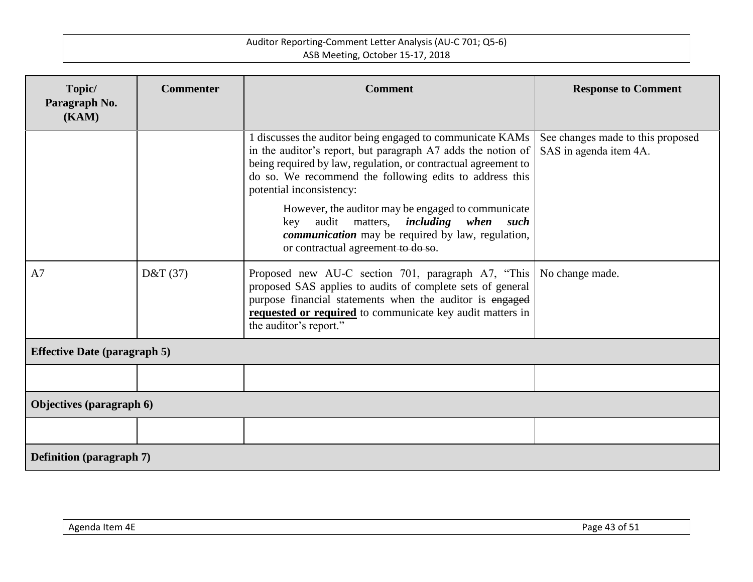| Topic/ Paragraph No. (KAM) | Commenter | Comment | Response to Comment |
|---|---|---|---|
| | | 1 discusses the auditor being engaged to communicate KAMs in the auditor's report, but paragraph A7 adds the notion of being required by law, regulation, or contractual agreement to do so. We recommend the following edits to address this potential inconsistency:<br><br>However, the auditor may be engaged to communicate key audit matters, ***including when such communication*** may be required by law, regulation, or contractual agreement ~~to do so~~. | See changes made to this proposed SAS in agenda item 4A. |
| A7 | D&T (37) | Proposed new AU-C section 701, paragraph A7, "This proposed SAS applies to audits of complete sets of general purpose financial statements when the auditor is ~~engaged~~ **requested or required** to communicate key audit matters in the auditor's report." | No change made. |
| **Effective Date (paragraph 5)** | | | |
| | | | |
| **Objectives (paragraph 6)** | | | |
| | | | |
| **Definition (paragraph 7)** | | | |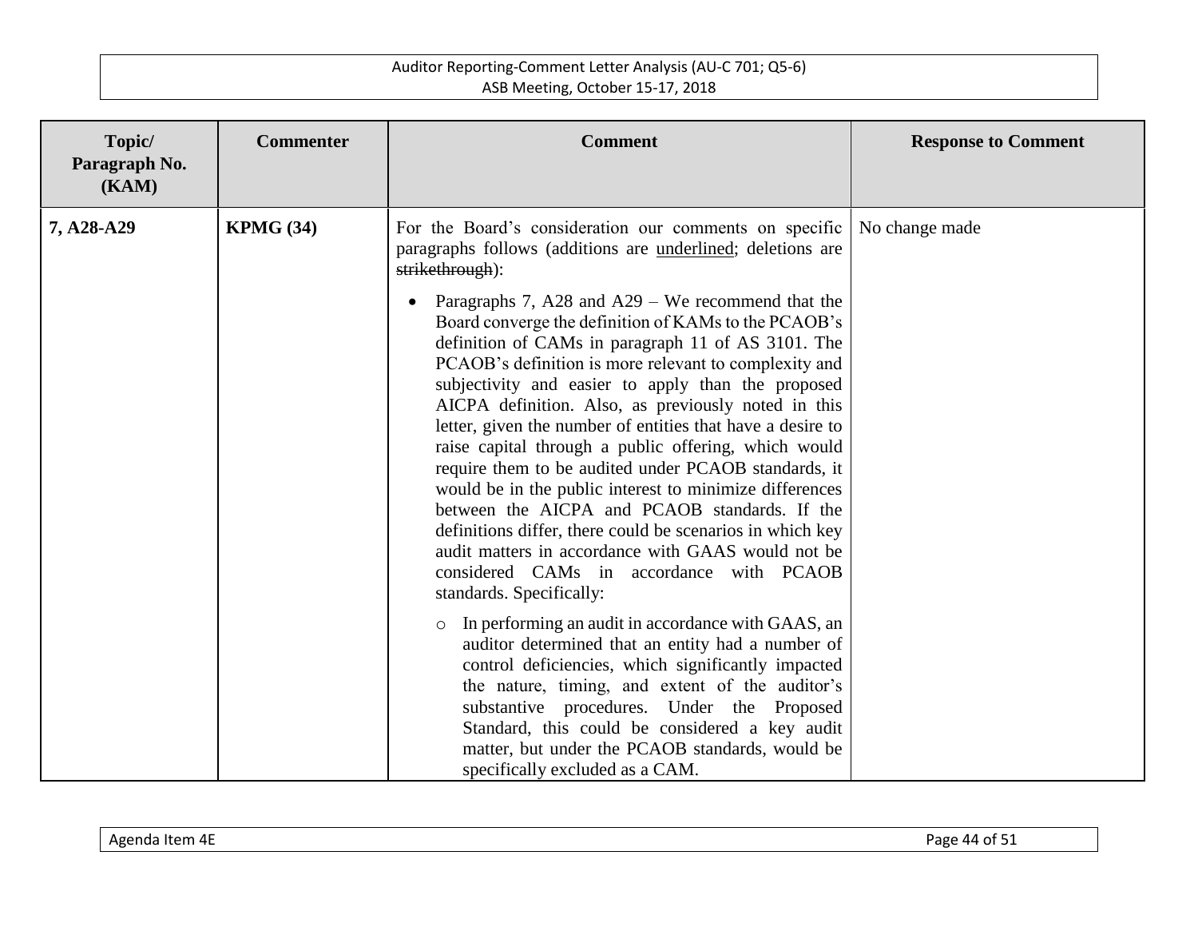| Topic/ Paragraph No. (KAM) | Commenter | Comment | Response to Comment |
|---|---|---|---|
| 7, A28-A29 | **KPMG (34)** | For the Board's consideration our comments on specific paragraphs follows (additions are <u>underlined</u>; deletions are ~~strikethrough~~):<br><br>• Paragraphs 7, A28 and A29 – We recommend that the Board converge the definition of KAMs to the PCAOB's definition of CAMs in paragraph 11 of AS 3101. The PCAOB's definition is more relevant to complexity and subjectivity and easier to apply than the proposed AICPA definition. Also, as previously noted in this letter, given the number of entities that have a desire to raise capital through a public offering, which would require them to be audited under PCAOB standards, it would be in the public interest to minimize differences between the AICPA and PCAOB standards. If the definitions differ, there could be scenarios in which key audit matters in accordance with GAAS would not be considered CAMs in accordance with PCAOB standards. Specifically:<br><br>&nbsp;&nbsp;&nbsp;&nbsp;○ In performing an audit in accordance with GAAS, an auditor determined that an entity had a number of control deficiencies, which significantly impacted the nature, timing, and extent of the auditor's substantive procedures. Under the Proposed Standard, this could be considered a key audit matter, but under the PCAOB standards, would be specifically excluded as a CAM. | No change made |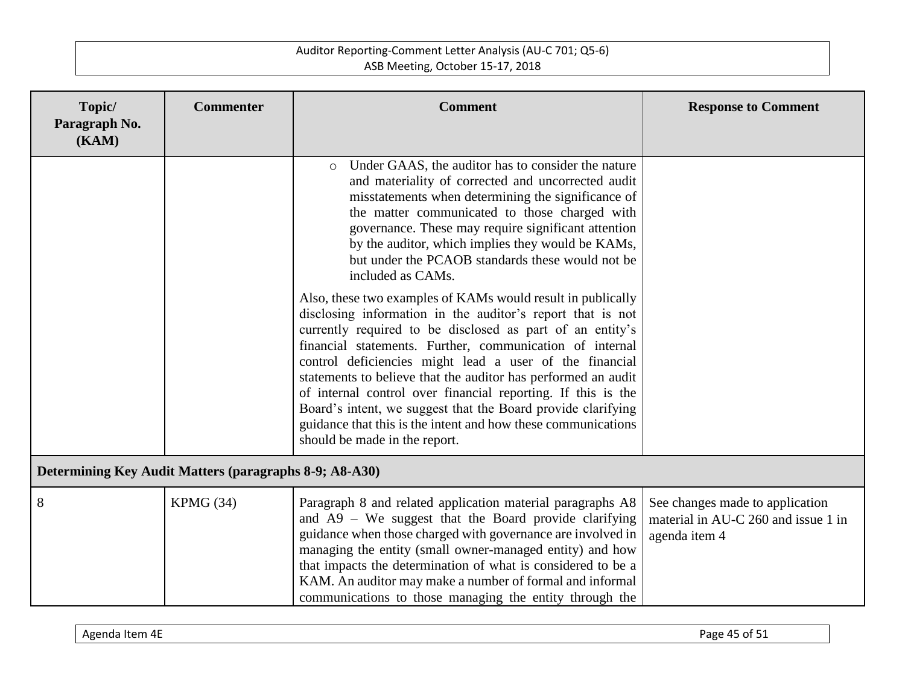| Topic/ Paragraph No. (KAM) | Commenter | Comment | Response to Comment |
|---|---|---|---|
| | | ○ Under GAAS, the auditor has to consider the nature and materiality of corrected and uncorrected audit misstatements when determining the significance of the matter communicated to those charged with governance. These may require significant attention by the auditor, which implies they would be KAMs, but under the PCAOB standards these would not be included as CAMs.<br><br>Also, these two examples of KAMs would result in publically disclosing information in the auditor's report that is not currently required to be disclosed as part of an entity's financial statements. Further, communication of internal control deficiencies might lead a user of the financial statements to believe that the auditor has performed an audit of internal control over financial reporting. If this is the Board's intent, we suggest that the Board provide clarifying guidance that this is the intent and how these communications should be made in the report. | |
| **Determining Key Audit Matters (paragraphs 8-9; A8-A30)** | | | |
| 8 | KPMG (34) | Paragraph 8 and related application material paragraphs A8 and A9 – We suggest that the Board provide clarifying guidance when those charged with governance are involved in managing the entity (small owner-managed entity) and how that impacts the determination of what is considered to be a KAM. An auditor may make a number of formal and informal communications to those managing the entity through the | See changes made to application material in AU-C 260 and issue 1 in agenda item 4 |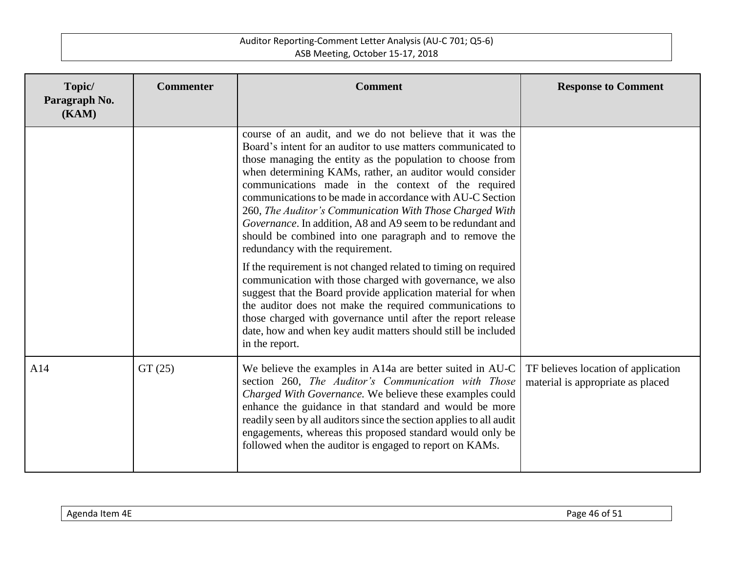| Topic/ Paragraph No. (KAM) | Commenter | Comment | Response to Comment |
|---|---|---|---|
| | | course of an audit, and we do not believe that it was the Board's intent for an auditor to use matters communicated to those managing the entity as the population to choose from when determining KAMs, rather, an auditor would consider communications made in the context of the required communications to be made in accordance with AU-C Section 260, *The Auditor's Communication With Those Charged With Governance*. In addition, A8 and A9 seem to be redundant and should be combined into one paragraph and to remove the redundancy with the requirement.<br><br>If the requirement is not changed related to timing on required communication with those charged with governance, we also suggest that the Board provide application material for when the auditor does not make the required communications to those charged with governance until after the report release date, how and when key audit matters should still be included in the report. | |
| A14 | GT (25) | We believe the examples in A14a are better suited in AU-C section 260, *The Auditor's Communication with Those Charged With Governance.* We believe these examples could enhance the guidance in that standard and would be more readily seen by all auditors since the section applies to all audit engagements, whereas this proposed standard would only be followed when the auditor is engaged to report on KAMs. | TF believes location of application material is appropriate as placed |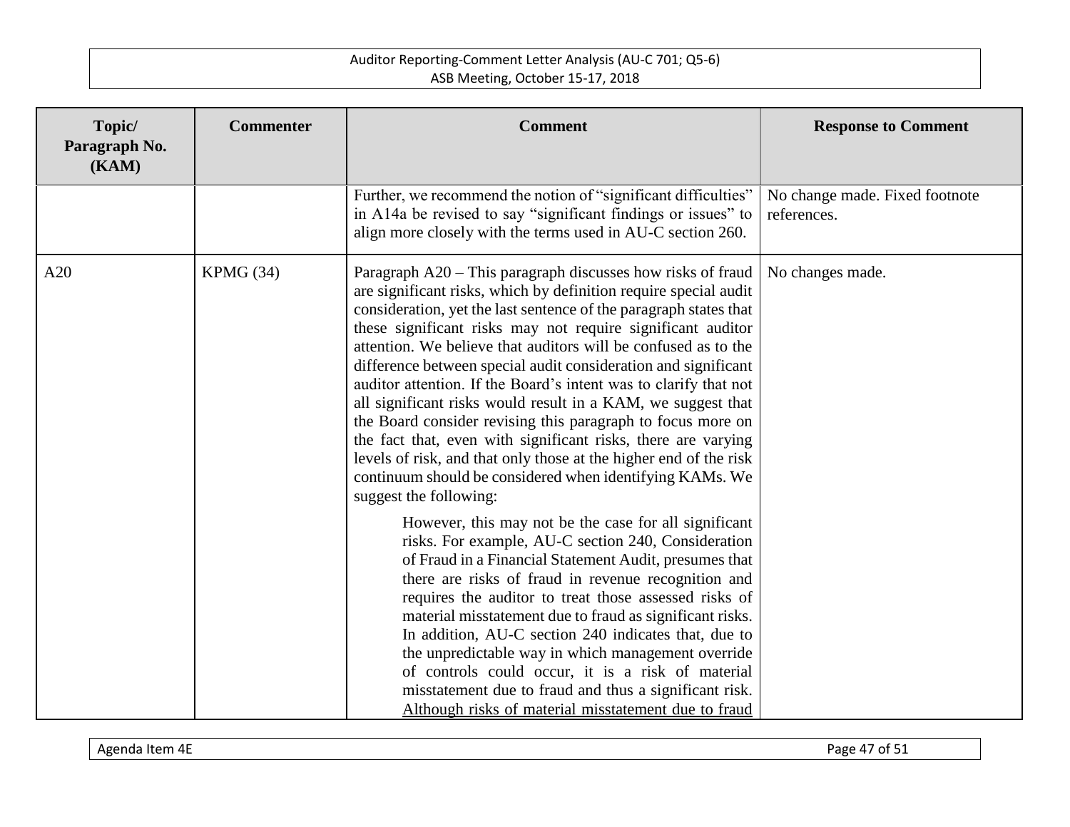| Topic/ Paragraph No. (KAM) | Commenter | Comment | Response to Comment |
|---|---|---|---|
| | | Further, we recommend the notion of "significant difficulties" in A14a be revised to say "significant findings or issues" to align more closely with the terms used in AU-C section 260. | No change made. Fixed footnote references. |
| A20 | KPMG (34) | Paragraph A20 – This paragraph discusses how risks of fraud are significant risks, which by definition require special audit consideration, yet the last sentence of the paragraph states that these significant risks may not require significant auditor attention. We believe that auditors will be confused as to the difference between special audit consideration and significant auditor attention. If the Board's intent was to clarify that not all significant risks would result in a KAM, we suggest that the Board consider revising this paragraph to focus more on the fact that, even with significant risks, there are varying levels of risk, and that only those at the higher end of the risk continuum should be considered when identifying KAMs. We suggest the following:<br><br>However, this may not be the case for all significant risks. For example, AU-C section 240, Consideration of Fraud in a Financial Statement Audit, presumes that there are risks of fraud in revenue recognition and requires the auditor to treat those assessed risks of material misstatement due to fraud as significant risks. In addition, AU-C section 240 indicates that, due to the unpredictable way in which management override of controls could occur, it is a risk of material misstatement due to fraud and thus a significant risk. <u>Although risks of material misstatement due to fraud</u> | No changes made. |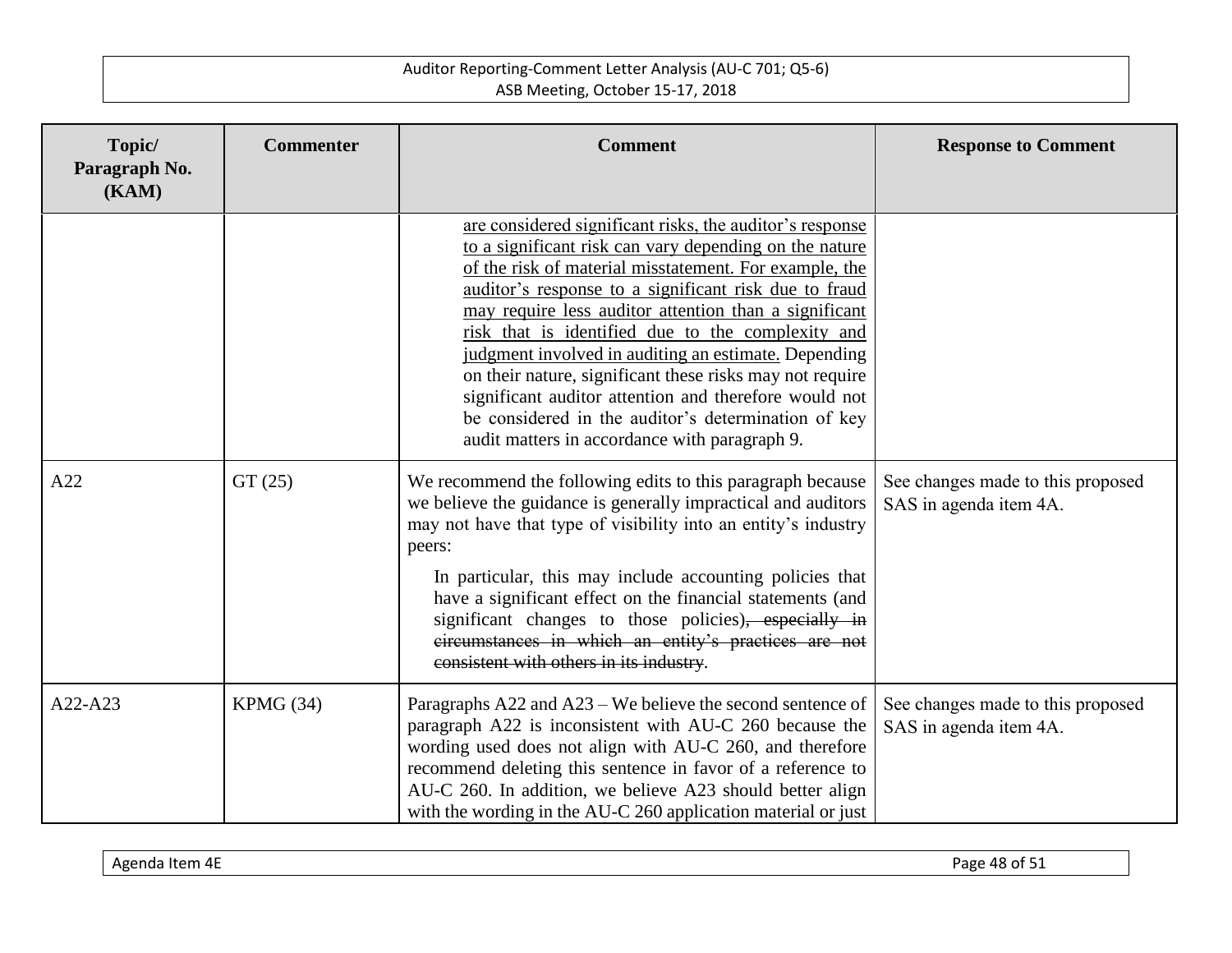| Topic/ Paragraph No. (KAM) | Commenter | Comment | Response to Comment |
|---|---|---|---|
| | | <u>are considered significant risks, the auditor's response to a significant risk can vary depending on the nature of the risk of material misstatement. For example, the auditor's response to a significant risk due to fraud may require less auditor attention than a significant risk that is identified due to the complexity and judgment involved in auditing an estimate.</u> Depending on their nature, significant these risks may not require significant auditor attention and therefore would not be considered in the auditor's determination of key audit matters in accordance with paragraph 9. | |
| A22 | GT (25) | We recommend the following edits to this paragraph because we believe the guidance is generally impractical and auditors may not have that type of visibility into an entity's industry peers:<br><br>In particular, this may include accounting policies that have a significant effect on the financial statements (and significant changes to those policies)~~, especially in circumstances in which an entity's practices are not consistent with others in its industry~~. | See changes made to this proposed SAS in agenda item 4A. |
| A22-A23 | KPMG (34) | Paragraphs A22 and A23 – We believe the second sentence of paragraph A22 is inconsistent with AU-C 260 because the wording used does not align with AU-C 260, and therefore recommend deleting this sentence in favor of a reference to AU-C 260. In addition, we believe A23 should better align with the wording in the AU-C 260 application material or just | See changes made to this proposed SAS in agenda item 4A. |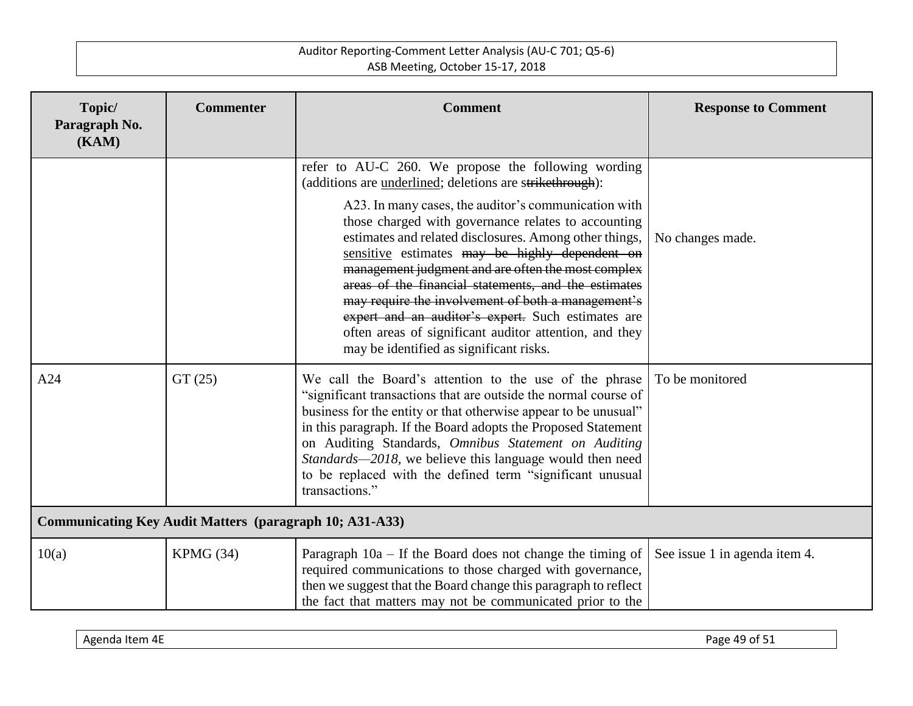| Topic/ Paragraph No. (KAM) | Commenter | Comment | Response to Comment |
|---|---|---|---|
| | | refer to AU-C 260. We propose the following wording (additions are <u>underlined</u>; deletions are ~~strikethrough~~): A23. In many cases, the auditor's communication with those charged with governance relates to accounting estimates and related disclosures. Among other things, <u>sensitive</u> estimates ~~may be highly dependent on management judgment and are often the most complex areas of the financial statements, and the estimates may require the involvement of both a management's expert and an auditor's expert.~~ Such estimates are often areas of significant auditor attention, and they may be identified as significant risks. | No changes made. |
| A24 | GT (25) | We call the Board's attention to the use of the phrase "significant transactions that are outside the normal course of business for the entity or that otherwise appear to be unusual" in this paragraph. If the Board adopts the Proposed Statement on Auditing Standards, *Omnibus Statement on Auditing Standards—2018*, we believe this language would then need to be replaced with the defined term "significant unusual transactions." | To be monitored |
| **Communicating Key Audit Matters (paragraph 10; A31-A33)** | | | |
| 10(a) | KPMG (34) | Paragraph 10a – If the Board does not change the timing of required communications to those charged with governance, then we suggest that the Board change this paragraph to reflect the fact that matters may not be communicated prior to the | See issue 1 in agenda item 4. |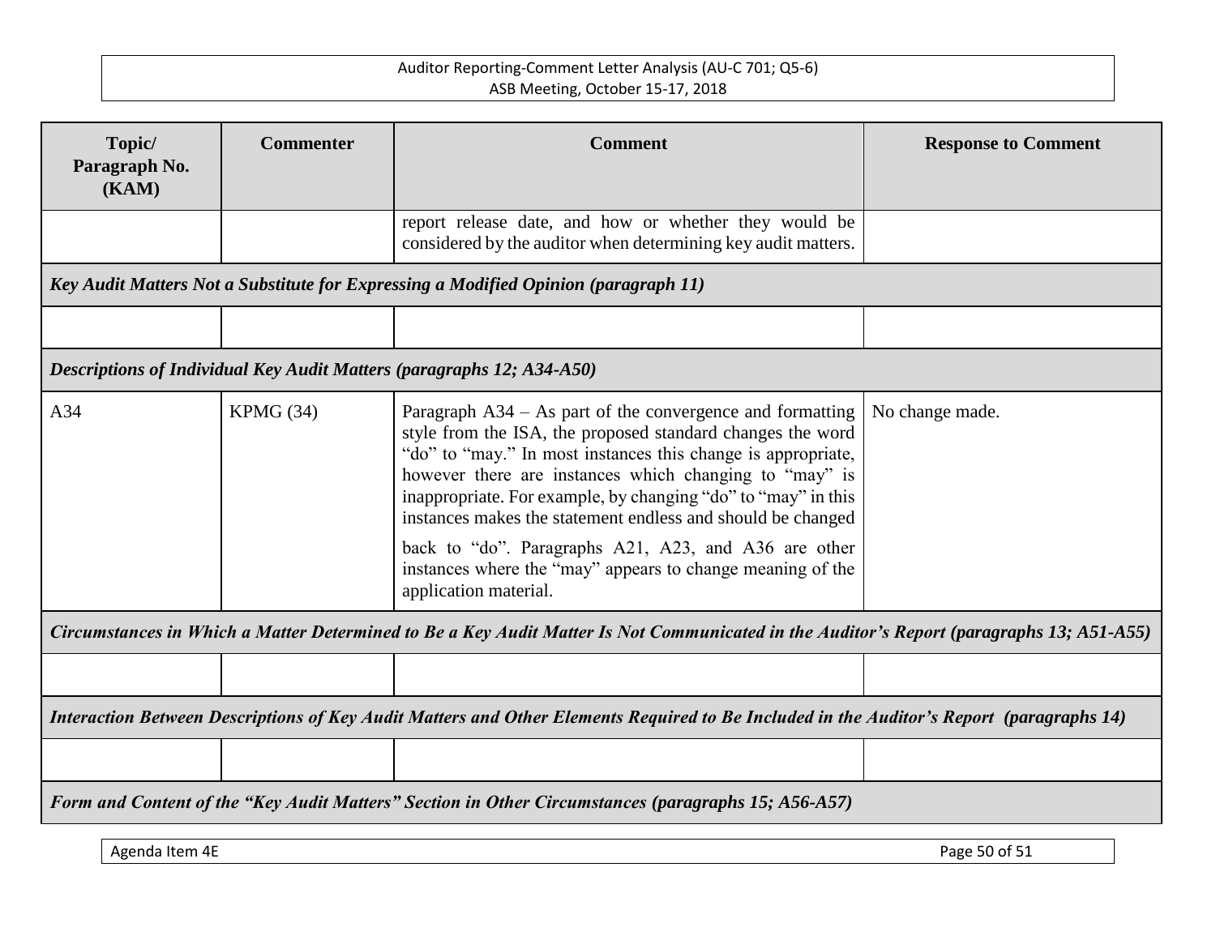| Topic/ Paragraph No. (KAM) | Commenter | Comment | Response to Comment |
|---|---|---|---|
| | | report release date, and how or whether they would be considered by the auditor when determining key audit matters. | |
| ***Key Audit Matters Not a Substitute for Expressing a Modified Opinion (paragraph 11)*** | | | |
| | | | |
| ***Descriptions of Individual Key Audit Matters (paragraphs 12; A34-A50)*** | | | |
| A34 | KPMG (34) | Paragraph A34 – As part of the convergence and formatting style from the ISA, the proposed standard changes the word "do" to "may." In most instances this change is appropriate, however there are instances which changing to "may" is inappropriate. For example, by changing "do" to "may" in this instances makes the statement endless and should be changed back to "do". Paragraphs A21, A23, and A36 are other instances where the "may" appears to change meaning of the application material. | No change made. |
| ***Circumstances in Which a Matter Determined to Be a Key Audit Matter Is Not Communicated in the Auditor's Report (paragraphs 13; A51-A55)*** | | | |
| | | | |
| ***Interaction Between Descriptions of Key Audit Matters and Other Elements Required to Be Included in the Auditor's Report (paragraphs 14)*** | | | |
| | | | |
| ***Form and Content of the "Key Audit Matters" Section in Other Circumstances (paragraphs 15; A56-A57)*** | | | |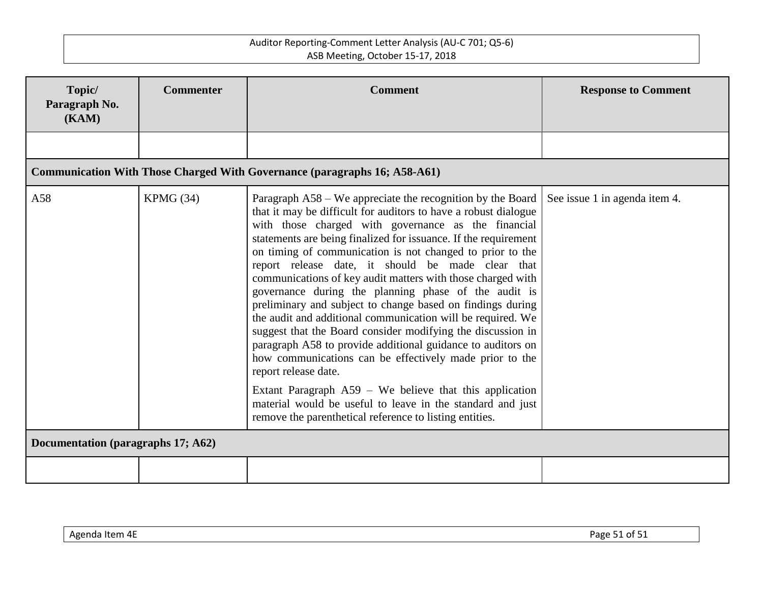| Topic/ Paragraph No. (KAM) | Commenter | Comment | Response to Comment |
|---|---|---|---|
| | | | |
| **Communication With Those Charged With Governance (paragraphs 16; A58-A61)** | | | |
| A58 | KPMG (34) | Paragraph A58 – We appreciate the recognition by the Board that it may be difficult for auditors to have a robust dialogue with those charged with governance as the financial statements are being finalized for issuance. If the requirement on timing of communication is not changed to prior to the report release date, it should be made clear that communications of key audit matters with those charged with governance during the planning phase of the audit is preliminary and subject to change based on findings during the audit and additional communication will be required. We suggest that the Board consider modifying the discussion in paragraph A58 to provide additional guidance to auditors on how communications can be effectively made prior to the report release date.<br><br>Extant Paragraph A59 – We believe that this application material would be useful to leave in the standard and just remove the parenthetical reference to listing entities. | See issue 1 in agenda item 4. |
| **Documentation (paragraphs 17; A62)** | | | |
| | | | |